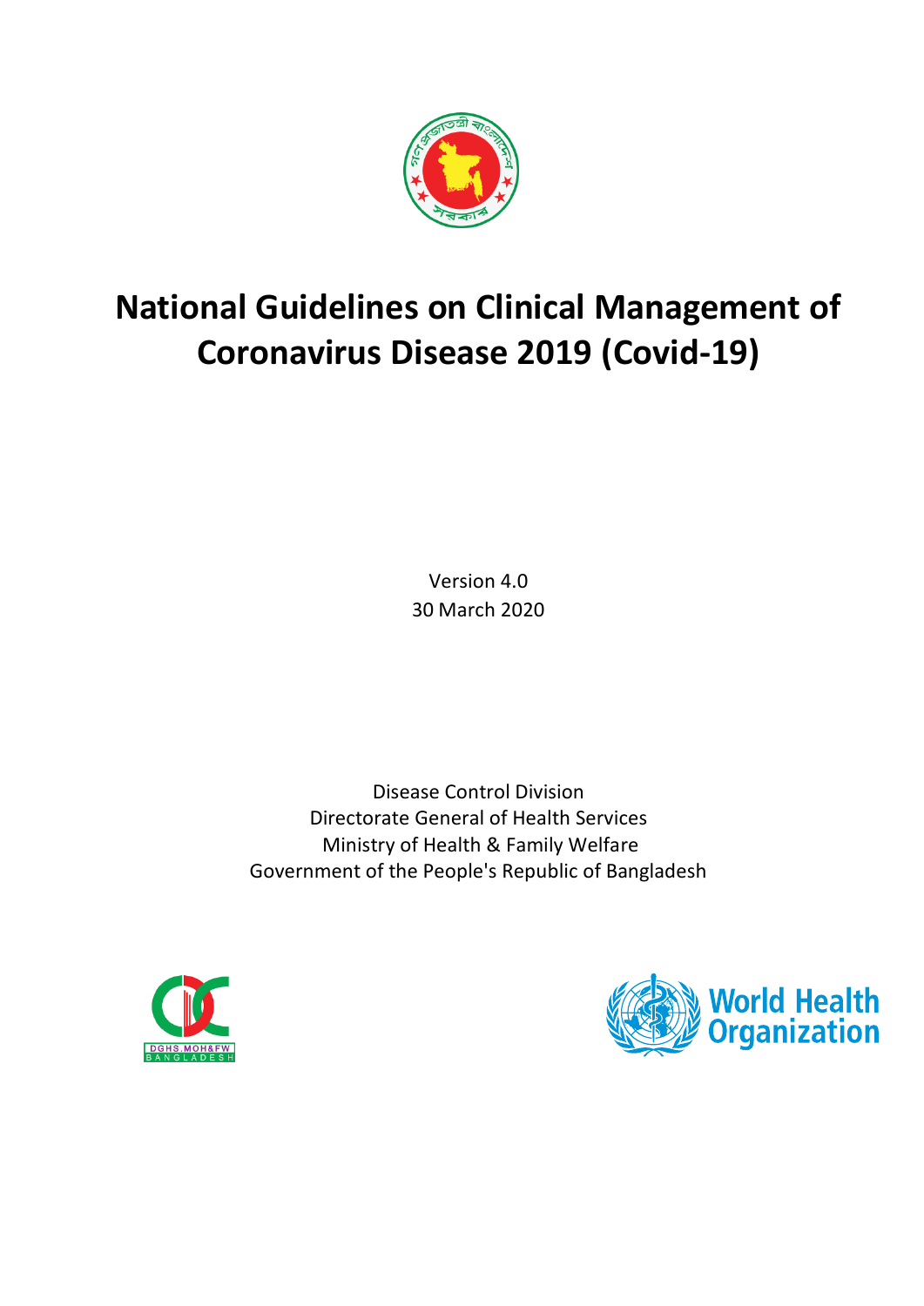# National Guidelines on Clinical Management of Coronavirus Disease 2019 (Covid-19)

Version 4.0
30 March 2020

Disease Control Division
Directorate General of Health Services
Ministry of Health & Family Welfare
Government of the People's Republic of Bangladesh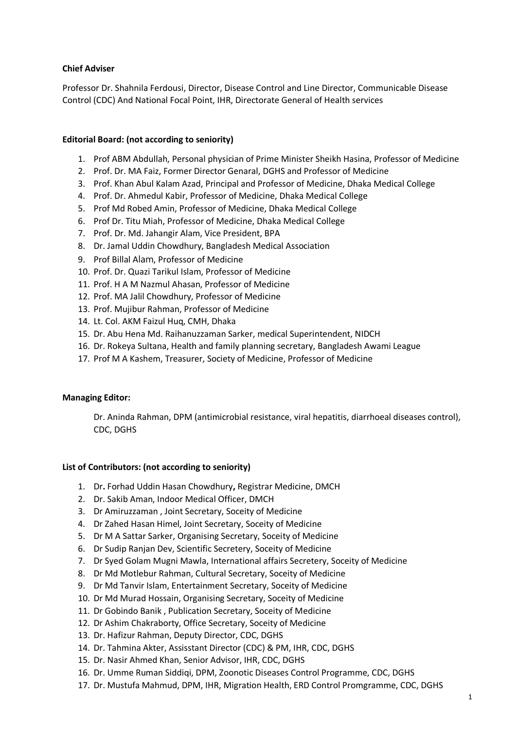**Chief Adviser**

Professor Dr. Shahnila Ferdousi, Director, Disease Control and Line Director, Communicable Disease Control (CDC) And National Focal Point, IHR, Directorate General of Health services

**Editorial Board: (not according to seniority)**

1. Prof ABM Abdullah, Personal physician of Prime Minister Sheikh Hasina, Professor of Medicine
2. Prof. Dr. MA Faiz, Former Director Genaral, DGHS and Professor of Medicine
3. Prof. Khan Abul Kalam Azad, Principal and Professor of Medicine, Dhaka Medical College
4. Prof. Dr. Ahmedul Kabir, Professor of Medicine, Dhaka Medical College
5. Prof Md Robed Amin, Professor of Medicine, Dhaka Medical College
6. Prof Dr. Titu Miah, Professor of Medicine, Dhaka Medical College
7. Prof. Dr. Md. Jahangir Alam, Vice President, BPA
8. Dr. Jamal Uddin Chowdhury, Bangladesh Medical Association
9. Prof Billal Alam, Professor of Medicine
10. Prof. Dr. Quazi Tarikul Islam, Professor of Medicine
11. Prof. H A M Nazmul Ahasan, Professor of Medicine
12. Prof. MA Jalil Chowdhury, Professor of Medicine
13. Prof. Mujibur Rahman, Professor of Medicine
14. Lt. Col. AKM Faizul Huq, CMH, Dhaka
15. Dr. Abu Hena Md. Raihanuzzaman Sarker, medical Superintendent, NIDCH
16. Dr. Rokeya Sultana, Health and family planning secretary, Bangladesh Awami League
17. Prof M A Kashem, Treasurer, Society of Medicine, Professor of Medicine

**Managing Editor:**

Dr. Aninda Rahman, DPM (antimicrobial resistance, viral hepatitis, diarrhoeal diseases control), CDC, DGHS

**List of Contributors: (not according to seniority)**

1. Dr**.** Forhad Uddin Hasan Chowdhury**,** Registrar Medicine, DMCH
2. Dr. Sakib Aman, Indoor Medical Officer, DMCH
3. Dr Amiruzzaman , Joint Secretary, Soceity of Medicine
4. Dr Zahed Hasan Himel, Joint Secretary, Soceity of Medicine
5. Dr M A Sattar Sarker, Organising Secretary, Soceity of Medicine
6. Dr Sudip Ranjan Dev, Scientific Secretery, Soceity of Medicine
7. Dr Syed Golam Mugni Mawla, International affairs Secretery, Soceity of Medicine
8. Dr Md Motlebur Rahman, Cultural Secretary, Soceity of Medicine
9. Dr Md Tanvir Islam, Entertainment Secretary, Soceity of Medicine
10. Dr Md Murad Hossain, Organising Secretary, Soceity of Medicine
11. Dr Gobindo Banik , Publication Secretary, Soceity of Medicine
12. Dr Ashim Chakraborty, Office Secretary, Soceity of Medicine
13. Dr. Hafizur Rahman, Deputy Director, CDC, DGHS
14. Dr. Tahmina Akter, Assisstant Director (CDC) & PM, IHR, CDC, DGHS
15. Dr. Nasir Ahmed Khan, Senior Advisor, IHR, CDC, DGHS
16. Dr. Umme Ruman Siddiqi, DPM, Zoonotic Diseases Control Programme, CDC, DGHS
17. Dr. Mustufa Mahmud, DPM, IHR, Migration Health, ERD Control Promgramme, CDC, DGHS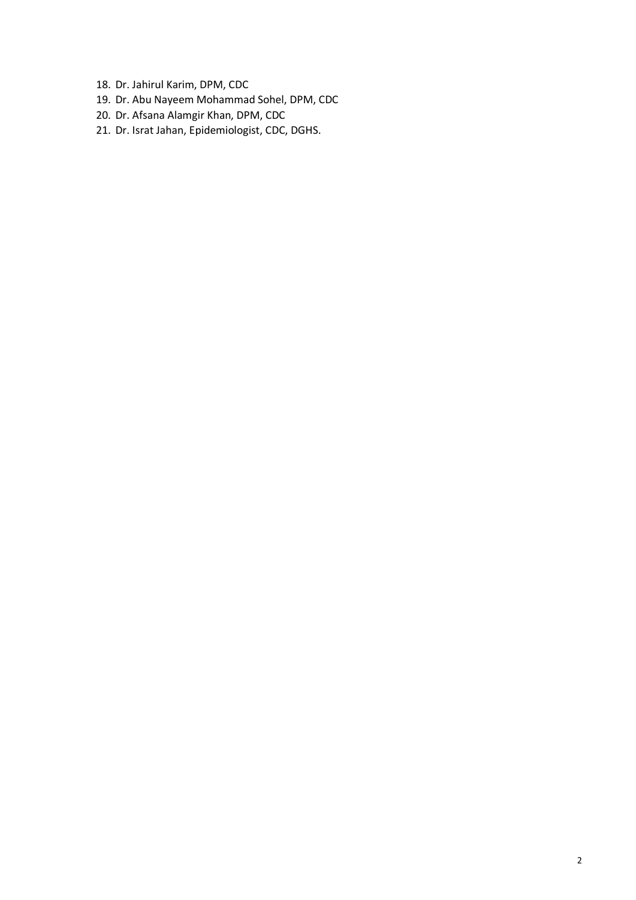18. Dr. Jahirul Karim, DPM, CDC
19. Dr. Abu Nayeem Mohammad Sohel, DPM, CDC
20. Dr. Afsana Alamgir Khan, DPM, CDC
21. Dr. Israt Jahan, Epidemiologist, CDC, DGHS.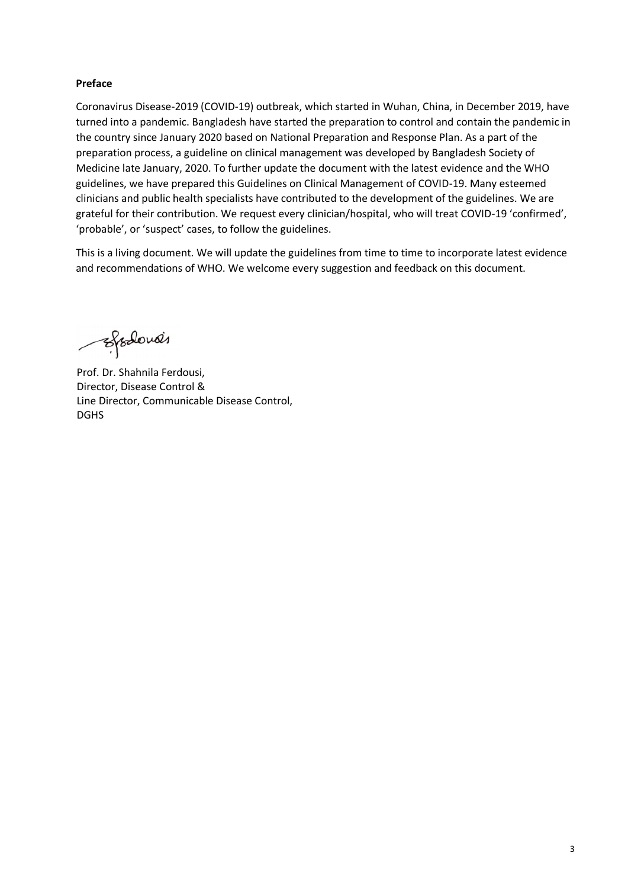**Preface**

Coronavirus Disease-2019 (COVID-19) outbreak, which started in Wuhan, China, in December 2019, have turned into a pandemic. Bangladesh have started the preparation to control and contain the pandemic in the country since January 2020 based on National Preparation and Response Plan. As a part of the preparation process, a guideline on clinical management was developed by Bangladesh Society of Medicine late January, 2020. To further update the document with the latest evidence and the WHO guidelines, we have prepared this Guidelines on Clinical Management of COVID-19. Many esteemed clinicians and public health specialists have contributed to the development of the guidelines. We are grateful for their contribution. We request every clinician/hospital, who will treat COVID-19 'confirmed', 'probable', or 'suspect' cases, to follow the guidelines.

This is a living document. We will update the guidelines from time to time to incorporate latest evidence and recommendations of WHO. We welcome every suggestion and feedback on this document.

Prof. Dr. Shahnila Ferdousi,
Director, Disease Control &
Line Director, Communicable Disease Control,
DGHS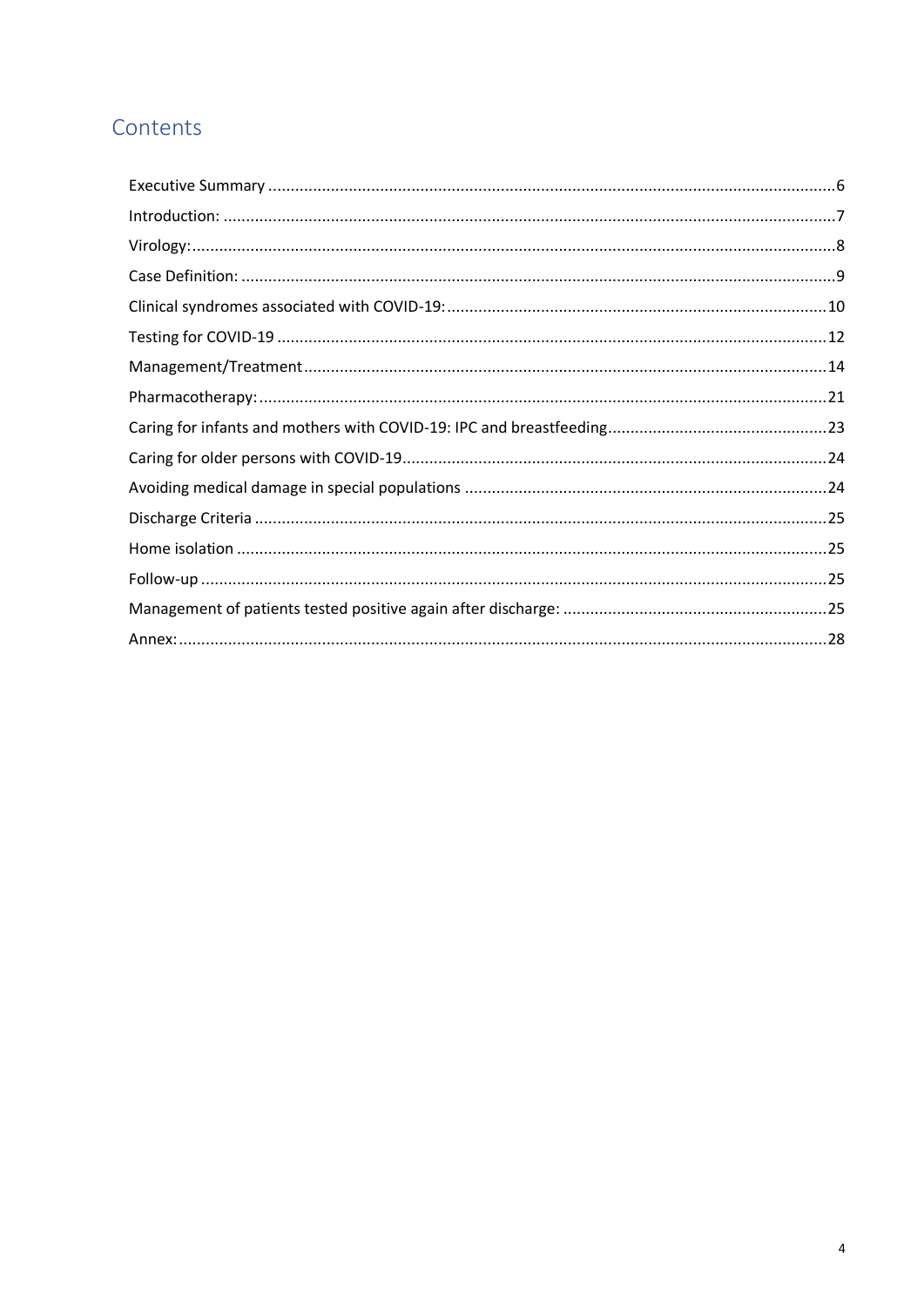# Contents

Executive Summary ........................................................................................................................ 6
Introduction: .................................................................................................................................. 7
Virology: ........................................................................................................................................ 8
Case Definition: .............................................................................................................................. 9
Clinical syndromes associated with COVID-19: .............................................................................. 10
Testing for COVID-19 .................................................................................................................... 12
Management/Treatment .............................................................................................................. 14
Pharmacotherapy: ........................................................................................................................ 21
Caring for infants and mothers with COVID-19: IPC and breastfeeding ........................................ 23
Caring for older persons with COVID-19 ....................................................................................... 24
Avoiding medical damage in special populations ......................................................................... 24
Discharge Criteria ......................................................................................................................... 25
Home isolation ............................................................................................................................. 25
Follow-up ..................................................................................................................................... 25
Management of patients tested positive again after discharge: .................................................... 25
Annex: .......................................................................................................................................... 28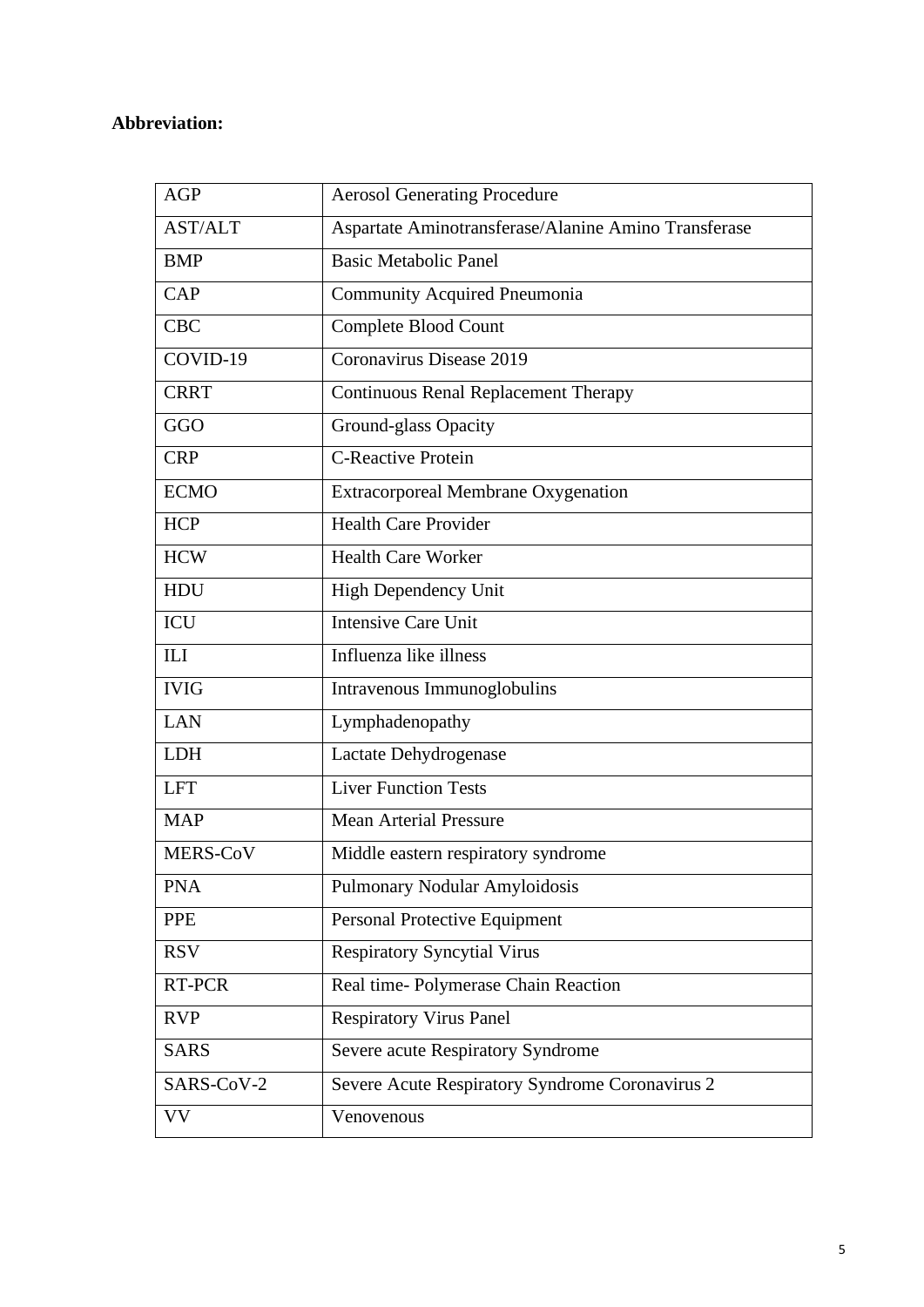**Abbreviation:**

| | |
|---|---|
| AGP | Aerosol Generating Procedure |
| AST/ALT | Aspartate Aminotransferase/Alanine Amino Transferase |
| BMP | Basic Metabolic Panel |
| CAP | Community Acquired Pneumonia |
| CBC | Complete Blood Count |
| COVID-19 | Coronavirus Disease 2019 |
| CRRT | Continuous Renal Replacement Therapy |
| GGO | Ground-glass Opacity |
| CRP | C-Reactive Protein |
| ECMO | Extracorporeal Membrane Oxygenation |
| HCP | Health Care Provider |
| HCW | Health Care Worker |
| HDU | High Dependency Unit |
| ICU | Intensive Care Unit |
| ILI | Influenza like illness |
| IVIG | Intravenous Immunoglobulins |
| LAN | Lymphadenopathy |
| LDH | Lactate Dehydrogenase |
| LFT | Liver Function Tests |
| MAP | Mean Arterial Pressure |
| MERS-CoV | Middle eastern respiratory syndrome |
| PNA | Pulmonary Nodular Amyloidosis |
| PPE | Personal Protective Equipment |
| RSV | Respiratory Syncytial Virus |
| RT-PCR | Real time- Polymerase Chain Reaction |
| RVP | Respiratory Virus Panel |
| SARS | Severe acute Respiratory Syndrome |
| SARS-CoV-2 | Severe Acute Respiratory Syndrome Coronavirus 2 |
| VV | Venovenous |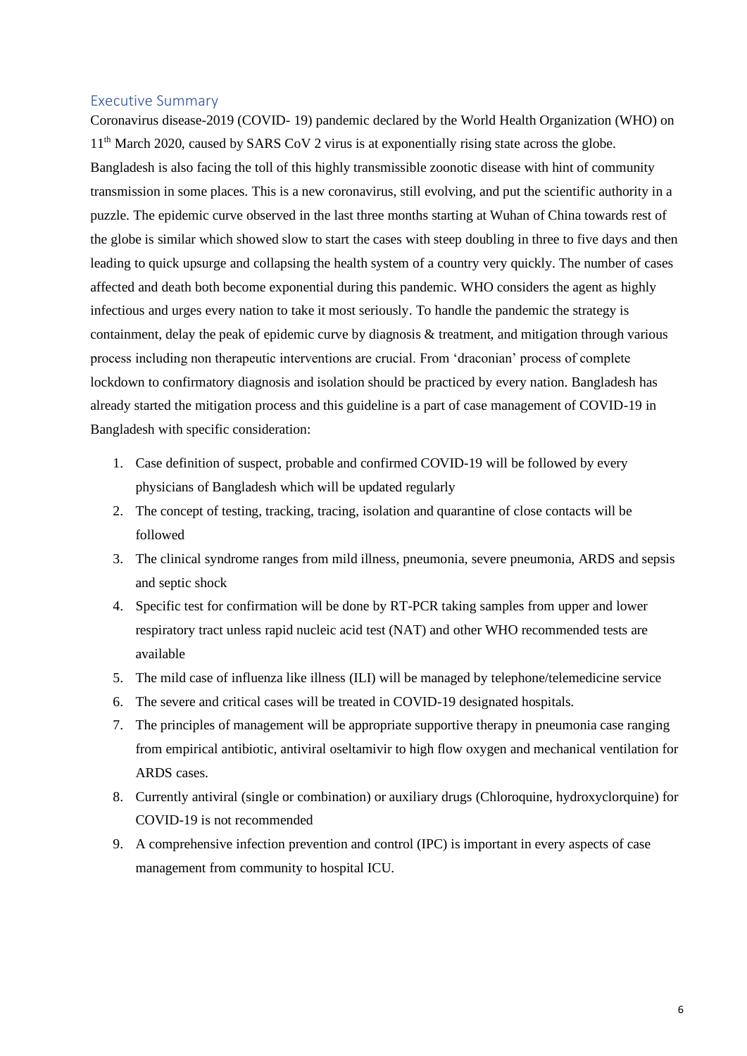## Executive Summary

Coronavirus disease-2019 (COVID- 19) pandemic declared by the World Health Organization (WHO) on 11th March 2020, caused by SARS CoV 2 virus is at exponentially rising state across the globe. Bangladesh is also facing the toll of this highly transmissible zoonotic disease with hint of community transmission in some places. This is a new coronavirus, still evolving, and put the scientific authority in a puzzle. The epidemic curve observed in the last three months starting at Wuhan of China towards rest of the globe is similar which showed slow to start the cases with steep doubling in three to five days and then leading to quick upsurge and collapsing the health system of a country very quickly. The number of cases affected and death both become exponential during this pandemic. WHO considers the agent as highly infectious and urges every nation to take it most seriously. To handle the pandemic the strategy is containment, delay the peak of epidemic curve by diagnosis & treatment, and mitigation through various process including non therapeutic interventions are crucial. From 'draconian' process of complete lockdown to confirmatory diagnosis and isolation should be practiced by every nation. Bangladesh has already started the mitigation process and this guideline is a part of case management of COVID-19 in Bangladesh with specific consideration:

1. Case definition of suspect, probable and confirmed COVID-19 will be followed by every physicians of Bangladesh which will be updated regularly
2. The concept of testing, tracking, tracing, isolation and quarantine of close contacts will be followed
3. The clinical syndrome ranges from mild illness, pneumonia, severe pneumonia, ARDS and sepsis and septic shock
4. Specific test for confirmation will be done by RT-PCR taking samples from upper and lower respiratory tract unless rapid nucleic acid test (NAT) and other WHO recommended tests are available
5. The mild case of influenza like illness (ILI) will be managed by telephone/telemedicine service
6. The severe and critical cases will be treated in COVID-19 designated hospitals.
7. The principles of management will be appropriate supportive therapy in pneumonia case ranging from empirical antibiotic, antiviral oseltamivir to high flow oxygen and mechanical ventilation for ARDS cases.
8. Currently antiviral (single or combination) or auxiliary drugs (Chloroquine, hydroxyclorquine) for COVID-19 is not recommended
9. A comprehensive infection prevention and control (IPC) is important in every aspects of case management from community to hospital ICU.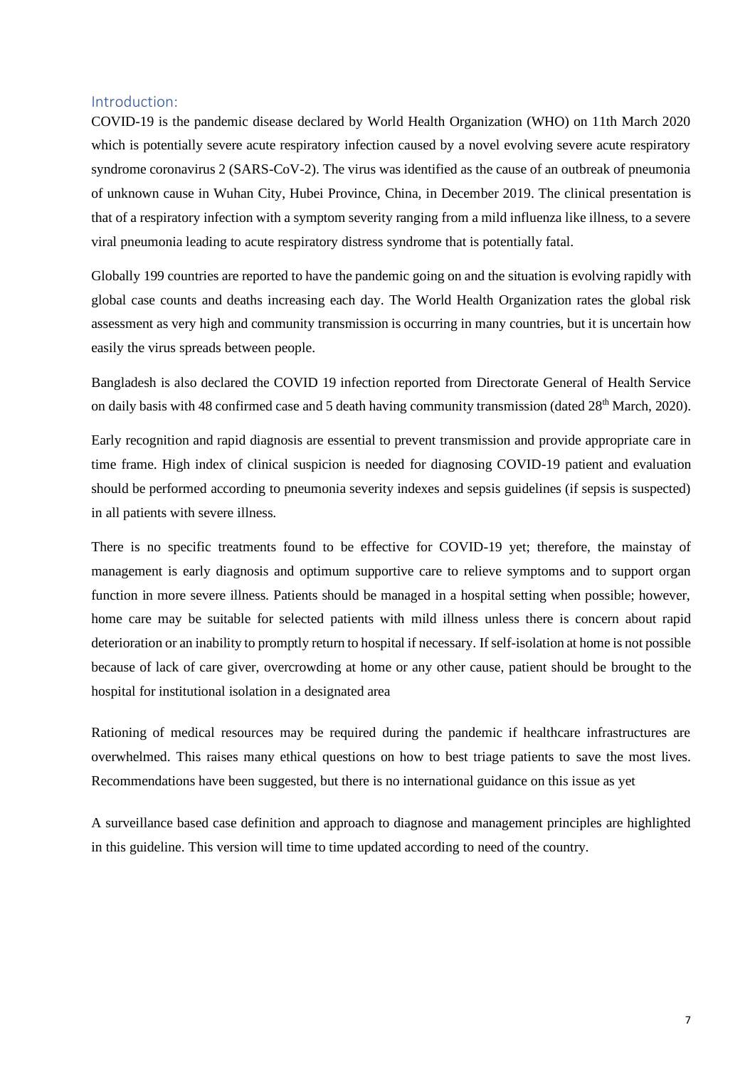## Introduction:

COVID-19 is the pandemic disease declared by World Health Organization (WHO) on 11th March 2020 which is potentially severe acute respiratory infection caused by a novel evolving severe acute respiratory syndrome coronavirus 2 (SARS-CoV-2). The virus was identified as the cause of an outbreak of pneumonia of unknown cause in Wuhan City, Hubei Province, China, in December 2019. The clinical presentation is that of a respiratory infection with a symptom severity ranging from a mild influenza like illness, to a severe viral pneumonia leading to acute respiratory distress syndrome that is potentially fatal.

Globally 199 countries are reported to have the pandemic going on and the situation is evolving rapidly with global case counts and deaths increasing each day. The World Health Organization rates the global risk assessment as very high and community transmission is occurring in many countries, but it is uncertain how easily the virus spreads between people.

Bangladesh is also declared the COVID 19 infection reported from Directorate General of Health Service on daily basis with 48 confirmed case and 5 death having community transmission (dated 28th March, 2020).

Early recognition and rapid diagnosis are essential to prevent transmission and provide appropriate care in time frame. High index of clinical suspicion is needed for diagnosing COVID-19 patient and evaluation should be performed according to pneumonia severity indexes and sepsis guidelines (if sepsis is suspected) in all patients with severe illness.

There is no specific treatments found to be effective for COVID-19 yet; therefore, the mainstay of management is early diagnosis and optimum supportive care to relieve symptoms and to support organ function in more severe illness. Patients should be managed in a hospital setting when possible; however, home care may be suitable for selected patients with mild illness unless there is concern about rapid deterioration or an inability to promptly return to hospital if necessary. If self-isolation at home is not possible because of lack of care giver, overcrowding at home or any other cause, patient should be brought to the hospital for institutional isolation in a designated area

Rationing of medical resources may be required during the pandemic if healthcare infrastructures are overwhelmed. This raises many ethical questions on how to best triage patients to save the most lives. Recommendations have been suggested, but there is no international guidance on this issue as yet

A surveillance based case definition and approach to diagnose and management principles are highlighted in this guideline. This version will time to time updated according to need of the country.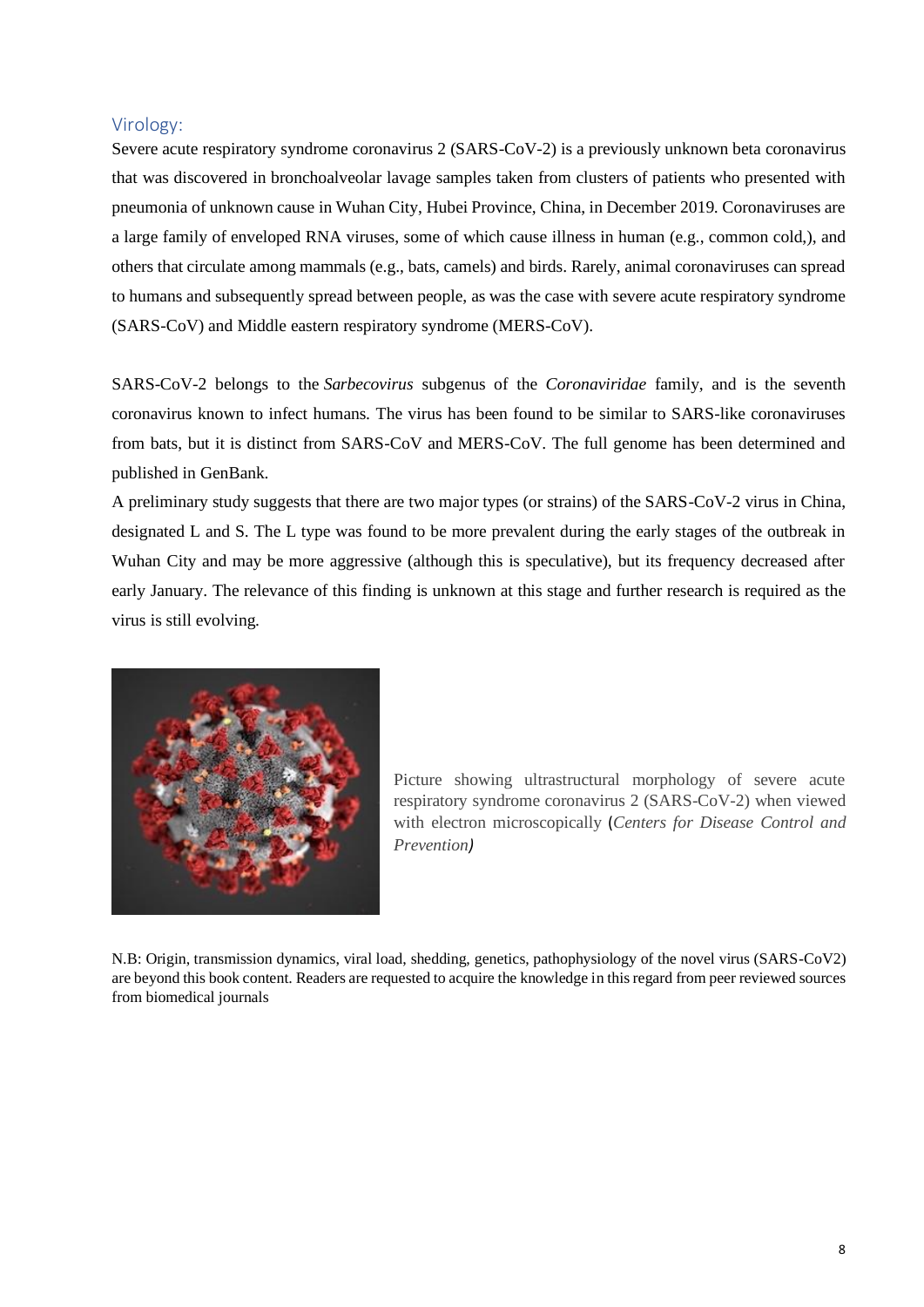## Virology:

Severe acute respiratory syndrome coronavirus 2 (SARS-CoV-2) is a previously unknown beta coronavirus that was discovered in bronchoalveolar lavage samples taken from clusters of patients who presented with pneumonia of unknown cause in Wuhan City, Hubei Province, China, in December 2019. Coronaviruses are a large family of enveloped RNA viruses, some of which cause illness in human (e.g., common cold,), and others that circulate among mammals (e.g., bats, camels) and birds. Rarely, animal coronaviruses can spread to humans and subsequently spread between people, as was the case with severe acute respiratory syndrome (SARS-CoV) and Middle eastern respiratory syndrome (MERS-CoV).

SARS-CoV-2 belongs to the *Sarbecovirus* subgenus of the *Coronaviridae* family, and is the seventh coronavirus known to infect humans. The virus has been found to be similar to SARS-like coronaviruses from bats, but it is distinct from SARS-CoV and MERS-CoV. The full genome has been determined and published in GenBank.

A preliminary study suggests that there are two major types (or strains) of the SARS-CoV-2 virus in China, designated L and S. The L type was found to be more prevalent during the early stages of the outbreak in Wuhan City and may be more aggressive (although this is speculative), but its frequency decreased after early January. The relevance of this finding is unknown at this stage and further research is required as the virus is still evolving.

Picture showing ultrastructural morphology of severe acute respiratory syndrome coronavirus 2 (SARS-CoV-2) when viewed with electron microscopically (*Centers for Disease Control and Prevention)*

N.B: Origin, transmission dynamics, viral load, shedding, genetics, pathophysiology of the novel virus (SARS-CoV2) are beyond this book content. Readers are requested to acquire the knowledge in this regard from peer reviewed sources from biomedical journals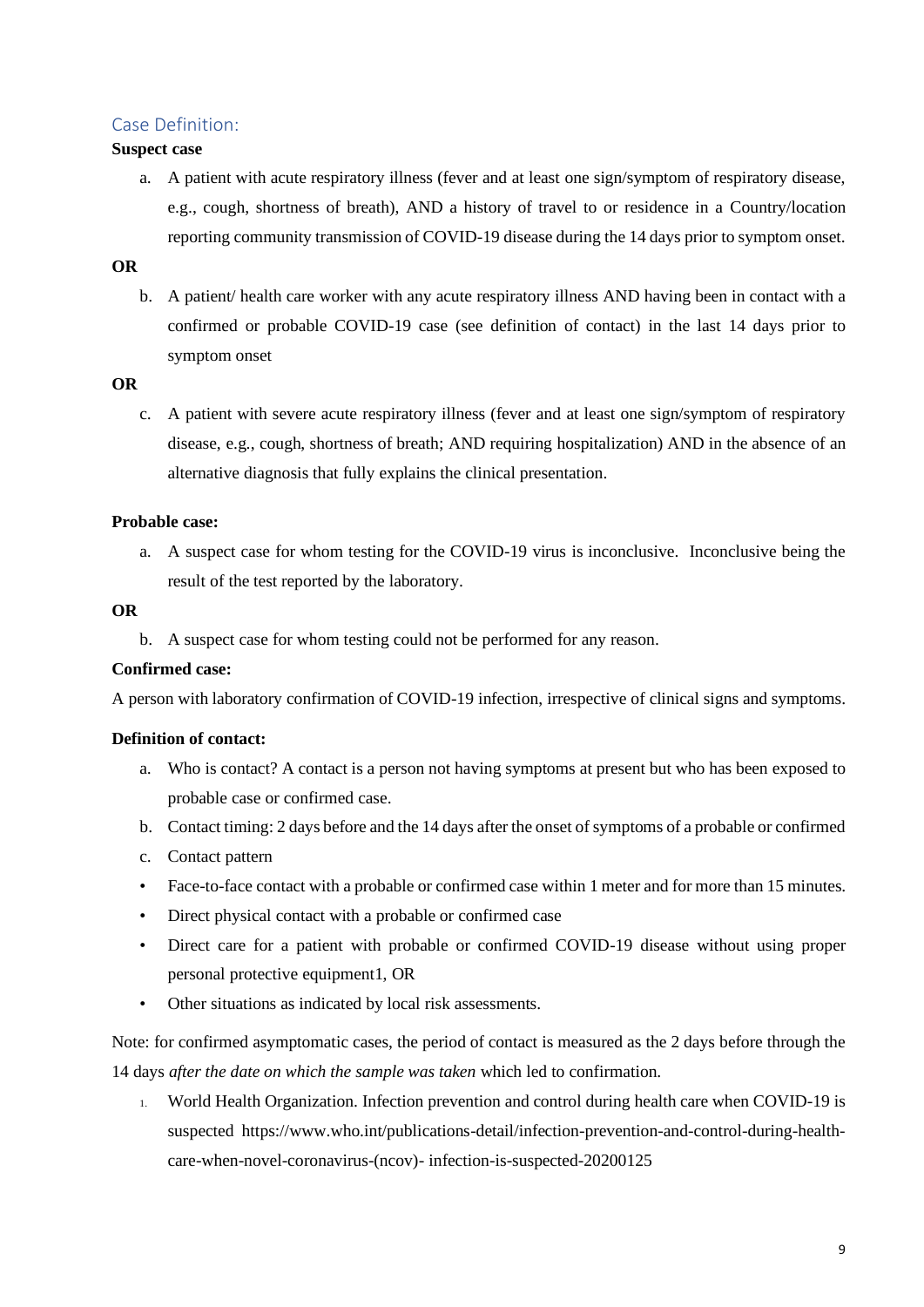## Case Definition:

**Suspect case**

a. A patient with acute respiratory illness (fever and at least one sign/symptom of respiratory disease, e.g., cough, shortness of breath), AND a history of travel to or residence in a Country/location reporting community transmission of COVID-19 disease during the 14 days prior to symptom onset.

**OR**

b. A patient/ health care worker with any acute respiratory illness AND having been in contact with a confirmed or probable COVID-19 case (see definition of contact) in the last 14 days prior to symptom onset

**OR**

c. A patient with severe acute respiratory illness (fever and at least one sign/symptom of respiratory disease, e.g., cough, shortness of breath; AND requiring hospitalization) AND in the absence of an alternative diagnosis that fully explains the clinical presentation.

**Probable case:**

a. A suspect case for whom testing for the COVID-19 virus is inconclusive. Inconclusive being the result of the test reported by the laboratory.

**OR**

b. A suspect case for whom testing could not be performed for any reason.

**Confirmed case:**

A person with laboratory confirmation of COVID-19 infection, irrespective of clinical signs and symptoms.

**Definition of contact:**

a. Who is contact? A contact is a person not having symptoms at present but who has been exposed to probable case or confirmed case.
b. Contact timing: 2 days before and the 14 days after the onset of symptoms of a probable or confirmed
c. Contact pattern

- Face-to-face contact with a probable or confirmed case within 1 meter and for more than 15 minutes.
- Direct physical contact with a probable or confirmed case
- Direct care for a patient with probable or confirmed COVID-19 disease without using proper personal protective equipment1, OR
- Other situations as indicated by local risk assessments.

Note: for confirmed asymptomatic cases, the period of contact is measured as the 2 days before through the 14 days *after the date on which the sample was taken* which led to confirmation.

1. World Health Organization. Infection prevention and control during health care when COVID-19 is suspected https://www.who.int/publications-detail/infection-prevention-and-control-during-health-care-when-novel-coronavirus-(ncov)- infection-is-suspected-20200125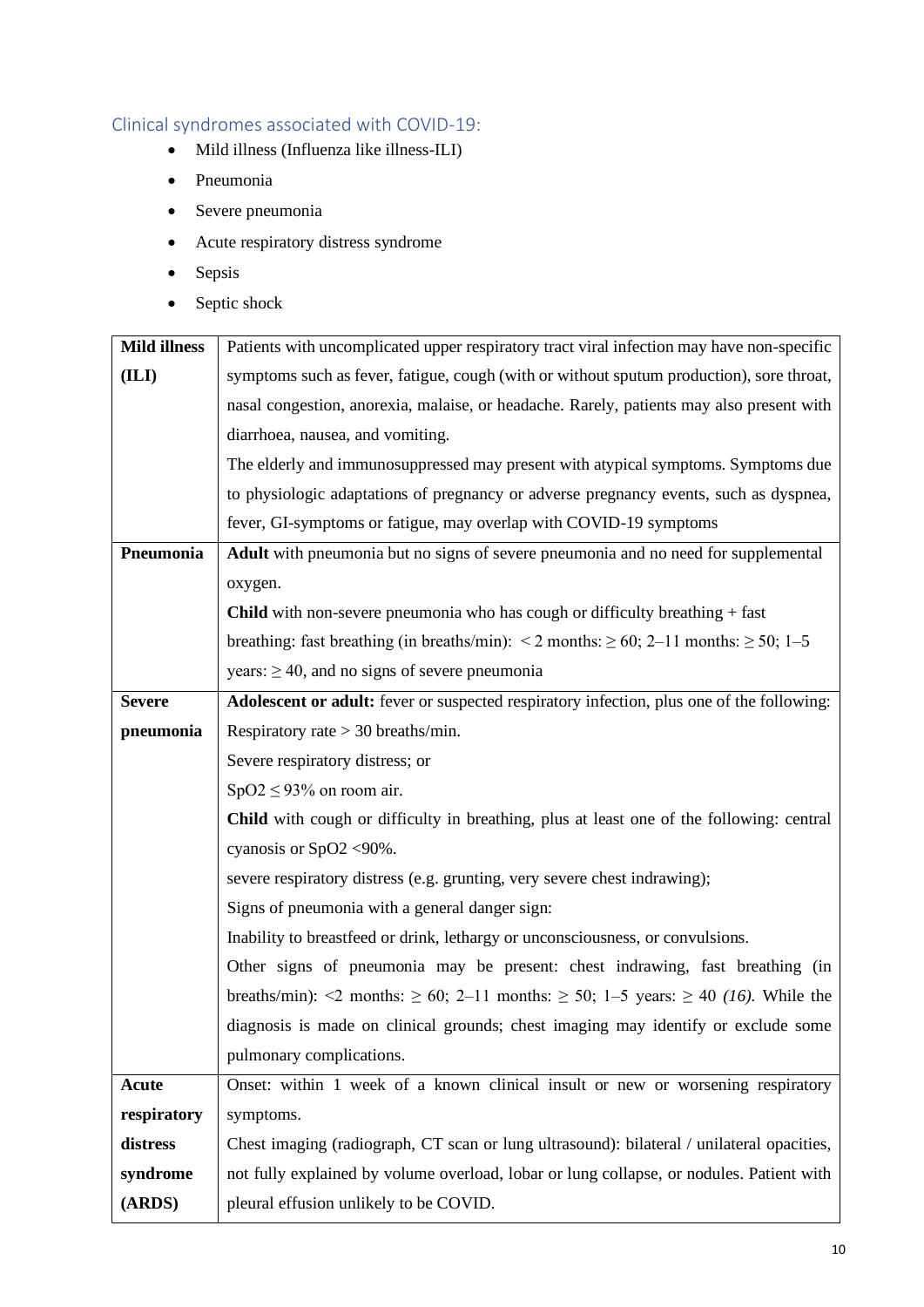## Clinical syndromes associated with COVID-19:

- Mild illness (Influenza like illness-ILI)
- Pneumonia
- Severe pneumonia
- Acute respiratory distress syndrome
- Sepsis
- Septic shock

| | |
|---|---|
| **Mild illness (ILI)** | Patients with uncomplicated upper respiratory tract viral infection may have non-specific symptoms such as fever, fatigue, cough (with or without sputum production), sore throat, nasal congestion, anorexia, malaise, or headache. Rarely, patients may also present with diarrhoea, nausea, and vomiting.<br>The elderly and immunosuppressed may present with atypical symptoms. Symptoms due to physiologic adaptations of pregnancy or adverse pregnancy events, such as dyspnea, fever, GI-symptoms or fatigue, may overlap with COVID-19 symptoms |
| **Pneumonia** | **Adult** with pneumonia but no signs of severe pneumonia and no need for supplemental oxygen.<br>**Child** with non-severe pneumonia who has cough or difficulty breathing + fast breathing: fast breathing (in breaths/min): < 2 months: ≥ 60; 2–11 months: ≥ 50; 1–5 years: ≥ 40, and no signs of severe pneumonia |
| **Severe pneumonia** | **Adolescent or adult:** fever or suspected respiratory infection, plus one of the following:<br>Respiratory rate > 30 breaths/min.<br>Severe respiratory distress; or<br>SpO2 ≤ 93% on room air.<br>**Child** with cough or difficulty in breathing, plus at least one of the following: central cyanosis or SpO2 <90%.<br>severe respiratory distress (e.g. grunting, very severe chest indrawing);<br>Signs of pneumonia with a general danger sign:<br>Inability to breastfeed or drink, lethargy or unconsciousness, or convulsions.<br>Other signs of pneumonia may be present: chest indrawing, fast breathing (in breaths/min): <2 months: ≥ 60; 2–11 months: ≥ 50; 1–5 years: ≥ 40 *(16).* While the diagnosis is made on clinical grounds; chest imaging may identify or exclude some pulmonary complications. |
| **Acute respiratory distress syndrome (ARDS)** | Onset: within 1 week of a known clinical insult or new or worsening respiratory symptoms.<br>Chest imaging (radiograph, CT scan or lung ultrasound): bilateral / unilateral opacities, not fully explained by volume overload, lobar or lung collapse, or nodules. Patient with pleural effusion unlikely to be COVID. |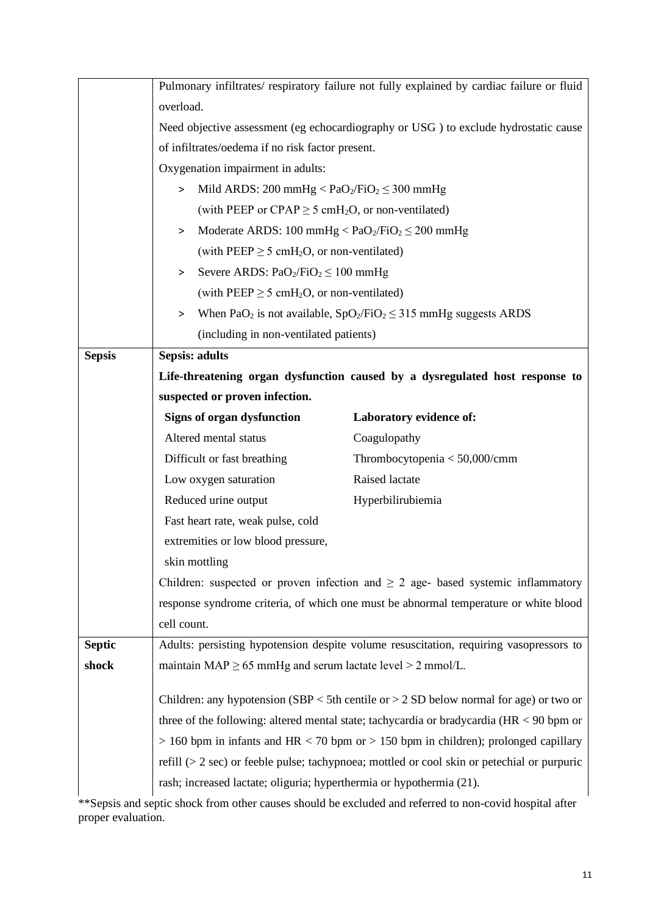| | |
|---|---|
| | Pulmonary infiltrates/ respiratory failure not fully explained by cardiac failure or fluid overload.<br>Need objective assessment (eg echocardiography or USG ) to exclude hydrostatic cause of infiltrates/oedema if no risk factor present.<br>Oxygenation impairment in adults:<br>> Mild ARDS: 200 mmHg < $PaO_2/FiO_2 \leq 300$ mmHg (with PEEP or CPAP $\geq 5$ $cmH_2O$, or non-ventilated)<br>> Moderate ARDS: 100 mmHg < $PaO_2/FiO_2 \leq 200$ mmHg (with PEEP $\geq 5$ $cmH_2O$, or non-ventilated)<br>> Severe ARDS: $PaO_2/FiO_2 \leq 100$ mmHg (with PEEP $\geq 5$ $cmH_2O$, or non-ventilated)<br>> When $PaO_2$ is not available, $SpO_2/FiO_2 \leq 315$ mmHg suggests ARDS (including in non-ventilated patients) |
| **Sepsis** | **Sepsis: adults**<br>**Life-threatening organ dysfunction caused by a dysregulated host response to suspected or proven infection.**<br>**Signs of organ dysfunction:** Altered mental status; Difficult or fast breathing; Low oxygen saturation; Reduced urine output; Fast heart rate, weak pulse, cold extremities or low blood pressure, skin mottling<br>**Laboratory evidence of:** Coagulopathy; Thrombocytopenia < 50,000/cmm; Raised lactate; Hyperbilirubiemia<br>Children: suspected or proven infection and $\geq 2$ age- based systemic inflammatory response syndrome criteria, of which one must be abnormal temperature or white blood cell count. |
| **Septic shock** | Adults: persisting hypotension despite volume resuscitation, requiring vasopressors to maintain MAP $\geq 65$ mmHg and serum lactate level > 2 mmol/L.<br><br>Children: any hypotension (SBP < 5th centile or > 2 SD below normal for age) or two or three of the following: altered mental state; tachycardia or bradycardia (HR < 90 bpm or > 160 bpm in infants and HR < 70 bpm or > 150 bpm in children); prolonged capillary refill (> 2 sec) or feeble pulse; tachypnoea; mottled or cool skin or petechial or purpuric rash; increased lactate; oliguria; hyperthermia or hypothermia (21). |

**Sepsis and septic shock from other causes should be excluded and referred to non-covid hospital after proper evaluation.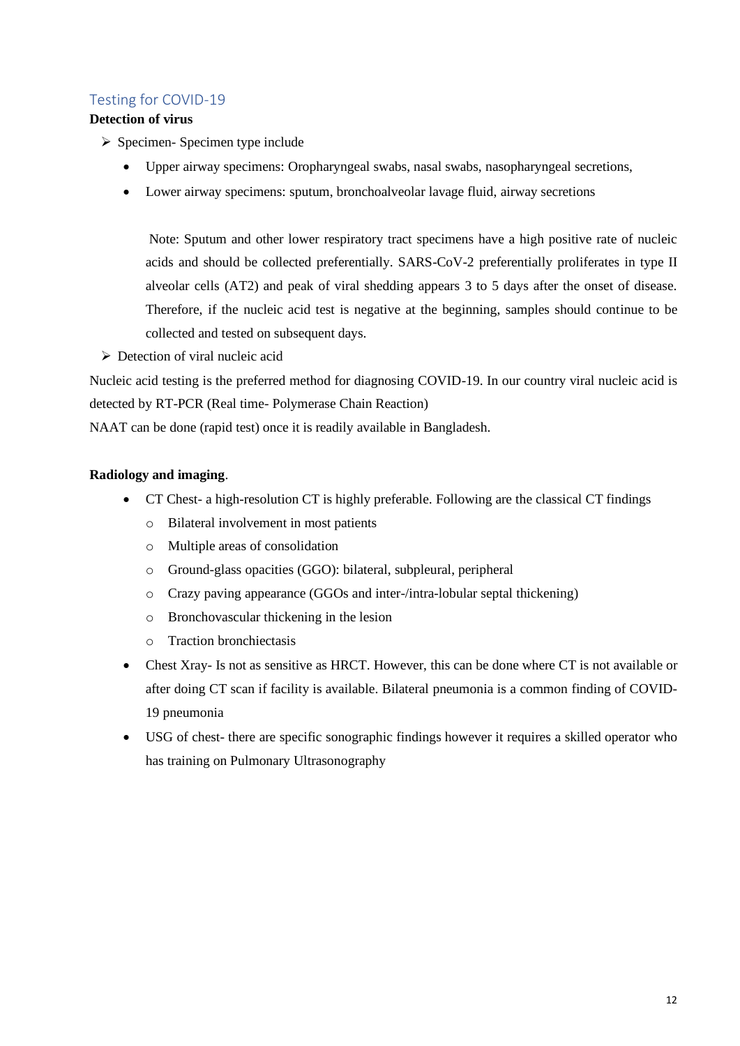## Testing for COVID-19

**Detection of virus**

- Specimen- Specimen type include
    - Upper airway specimens: Oropharyngeal swabs, nasal swabs, nasopharyngeal secretions,
    - Lower airway specimens: sputum, bronchoalveolar lavage fluid, airway secretions

    Note: Sputum and other lower respiratory tract specimens have a high positive rate of nucleic acids and should be collected preferentially. SARS-CoV-2 preferentially proliferates in type II alveolar cells (AT2) and peak of viral shedding appears 3 to 5 days after the onset of disease. Therefore, if the nucleic acid test is negative at the beginning, samples should continue to be collected and tested on subsequent days.

- Detection of viral nucleic acid

Nucleic acid testing is the preferred method for diagnosing COVID-19. In our country viral nucleic acid is detected by RT-PCR (Real time- Polymerase Chain Reaction)

NAAT can be done (rapid test) once it is readily available in Bangladesh.

**Radiology and imaging**.

- CT Chest- a high-resolution CT is highly preferable. Following are the classical CT findings
    - Bilateral involvement in most patients
    - Multiple areas of consolidation
    - Ground-glass opacities (GGO): bilateral, subpleural, peripheral
    - Crazy paving appearance (GGOs and inter-/intra-lobular septal thickening)
    - Bronchovascular thickening in the lesion
    - Traction bronchiectasis
- Chest Xray- Is not as sensitive as HRCT. However, this can be done where CT is not available or after doing CT scan if facility is available. Bilateral pneumonia is a common finding of COVID-19 pneumonia
- USG of chest- there are specific sonographic findings however it requires a skilled operator who has training on Pulmonary Ultrasonography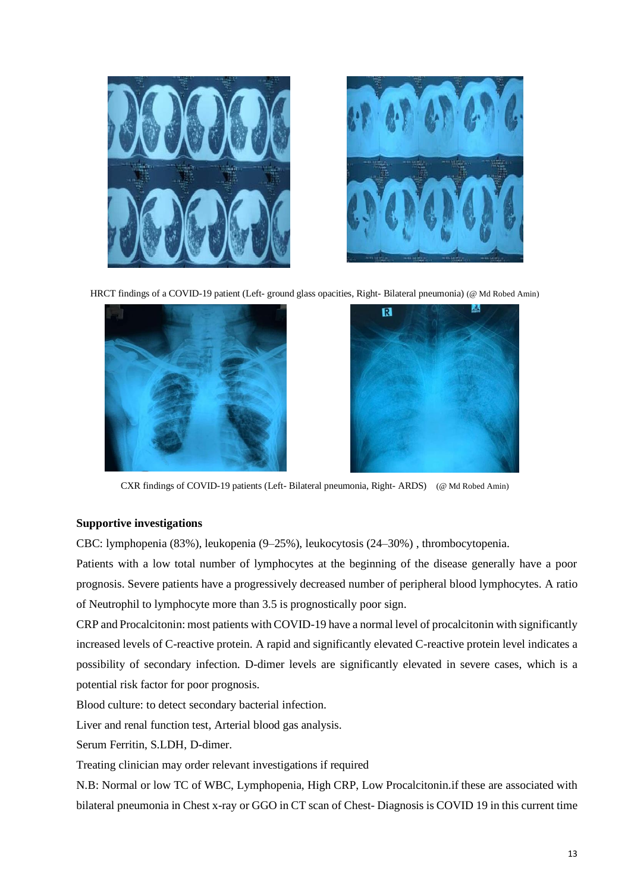HRCT findings of a COVID-19 patient (Left- ground glass opacities, Right- Bilateral pneumonia) (@ Md Robed Amin)

CXR findings of COVID-19 patients (Left- Bilateral pneumonia, Right- ARDS) (@ Md Robed Amin)

**Supportive investigations**

CBC: lymphopenia (83%), leukopenia (9–25%), leukocytosis (24–30%) , thrombocytopenia.

Patients with a low total number of lymphocytes at the beginning of the disease generally have a poor prognosis. Severe patients have a progressively decreased number of peripheral blood lymphocytes. A ratio of Neutrophil to lymphocyte more than 3.5 is prognostically poor sign.

CRP and Procalcitonin: most patients with COVID-19 have a normal level of procalcitonin with significantly increased levels of C-reactive protein. A rapid and significantly elevated C-reactive protein level indicates a possibility of secondary infection. D-dimer levels are significantly elevated in severe cases, which is a potential risk factor for poor prognosis.

Blood culture: to detect secondary bacterial infection.

Liver and renal function test, Arterial blood gas analysis.

Serum Ferritin, S.LDH, D-dimer.

Treating clinician may order relevant investigations if required

N.B: Normal or low TC of WBC, Lymphopenia, High CRP, Low Procalcitonin.if these are associated with bilateral pneumonia in Chest x-ray or GGO in CT scan of Chest- Diagnosis is COVID 19 in this current time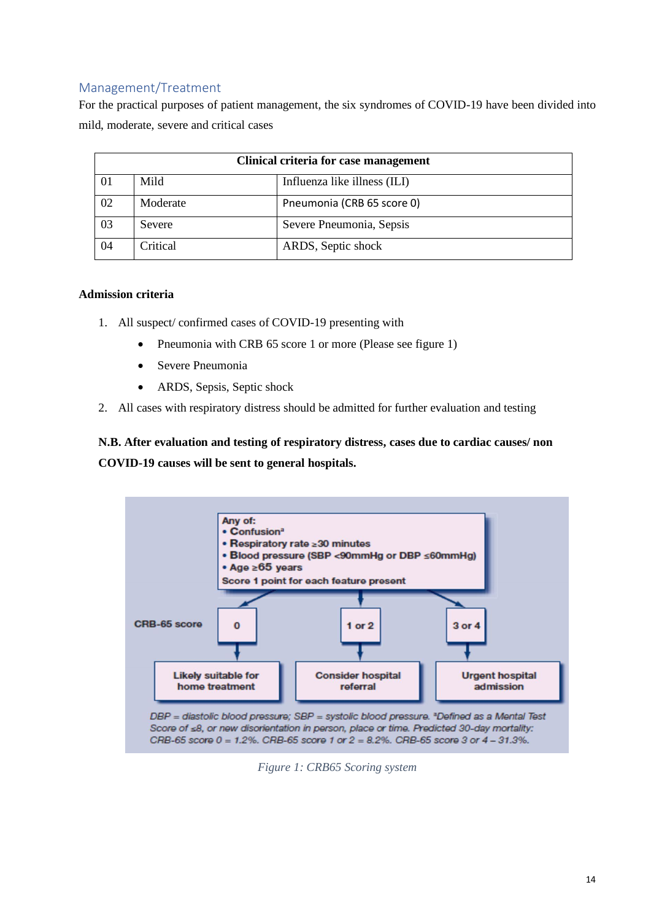## Management/Treatment

For the practical purposes of patient management, the six syndromes of COVID-19 have been divided into mild, moderate, severe and critical cases

| Clinical criteria for case management | | |
|---|---|---|
| 01 | Mild | Influenza like illness (ILI) |
| 02 | Moderate | Pneumonia (CRB 65 score 0) |
| 03 | Severe | Severe Pneumonia, Sepsis |
| 04 | Critical | ARDS, Septic shock |

**Admission criteria**

1. All suspect/ confirmed cases of COVID-19 presenting with
   - Pneumonia with CRB 65 score 1 or more (Please see figure 1)
   - Severe Pneumonia
   - ARDS, Sepsis, Septic shock
2. All cases with respiratory distress should be admitted for further evaluation and testing

**N.B. After evaluation and testing of respiratory distress, cases due to cardiac causes/ non COVID-19 causes will be sent to general hospitals.**

**Any of:**
- **Confusion**[a]
- **Respiratory rate ≥30 minutes**
- **Blood pressure (SBP <90mmHg or DBP ≤60mmHg)**
- **Age ≥65 years**

**Score 1 point for each feature present**

| CRB-65 score | 0 | 1 or 2 | 3 or 4 |
|---|---|---|---|
| | Likely suitable for home treatment | Consider hospital referral | Urgent hospital admission |

*DBP = diastolic blood pressure; SBP = systolic blood pressure. [a]Defined as a Mental Test Score of ≤8, or new disorientation in person, place or time. Predicted 30-day mortality: CRB-65 score 0 = 1.2%. CRB-65 score 1 or 2 = 8.2%. CRB-65 score 3 or 4 – 31.3%.*

*Figure 1: CRB65 Scoring system*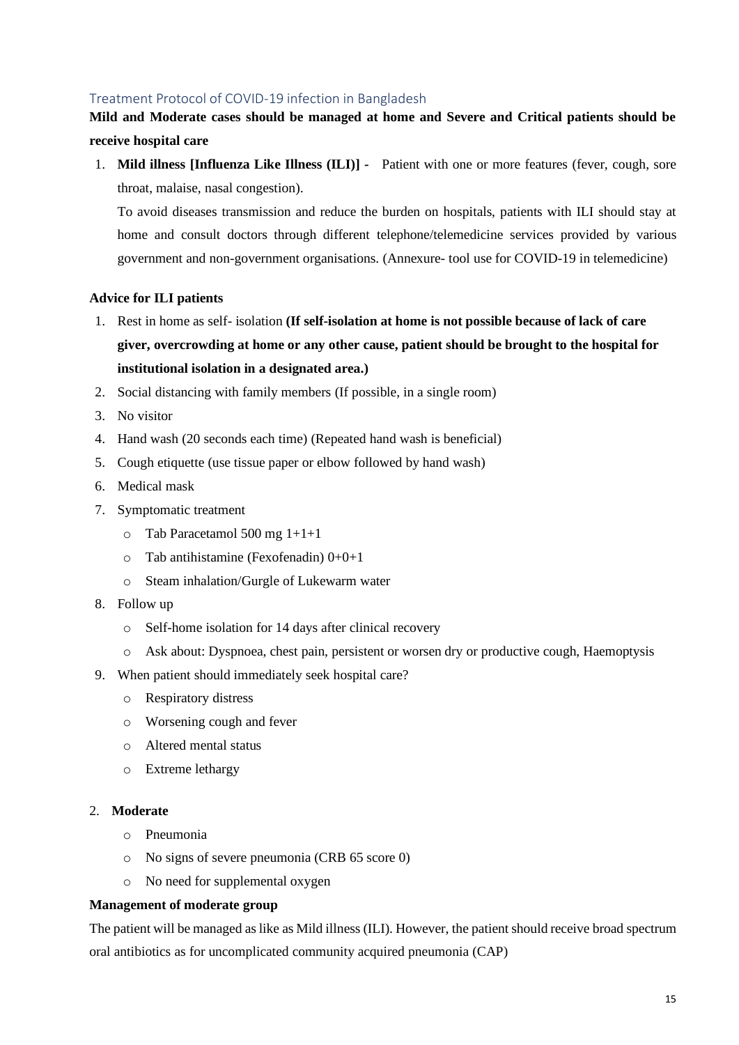## Treatment Protocol of COVID-19 infection in Bangladesh

**Mild and Moderate cases should be managed at home and Severe and Critical patients should be receive hospital care**

1. **Mild illness [Influenza Like Illness (ILI)] -** Patient with one or more features (fever, cough, sore throat, malaise, nasal congestion).

   To avoid diseases transmission and reduce the burden on hospitals, patients with ILI should stay at home and consult doctors through different telephone/telemedicine services provided by various government and non-government organisations. (Annexure- tool use for COVID-19 in telemedicine)

**Advice for ILI patients**

1. Rest in home as self- isolation **(If self-isolation at home is not possible because of lack of care giver, overcrowding at home or any other cause, patient should be brought to the hospital for institutional isolation in a designated area.)**
2. Social distancing with family members (If possible, in a single room)
3. No visitor
4. Hand wash (20 seconds each time) (Repeated hand wash is beneficial)
5. Cough etiquette (use tissue paper or elbow followed by hand wash)
6. Medical mask
7. Symptomatic treatment
   - Tab Paracetamol 500 mg 1+1+1
   - Tab antihistamine (Fexofenadin) 0+0+1
   - Steam inhalation/Gurgle of Lukewarm water
8. Follow up
   - Self-home isolation for 14 days after clinical recovery
   - Ask about: Dyspnoea, chest pain, persistent or worsen dry or productive cough, Haemoptysis
9. When patient should immediately seek hospital care?
   - Respiratory distress
   - Worsening cough and fever
   - Altered mental status
   - Extreme lethargy

2. **Moderate**
   - Pneumonia
   - No signs of severe pneumonia (CRB 65 score 0)
   - No need for supplemental oxygen

**Management of moderate group**

The patient will be managed as like as Mild illness (ILI). However, the patient should receive broad spectrum oral antibiotics as for uncomplicated community acquired pneumonia (CAP)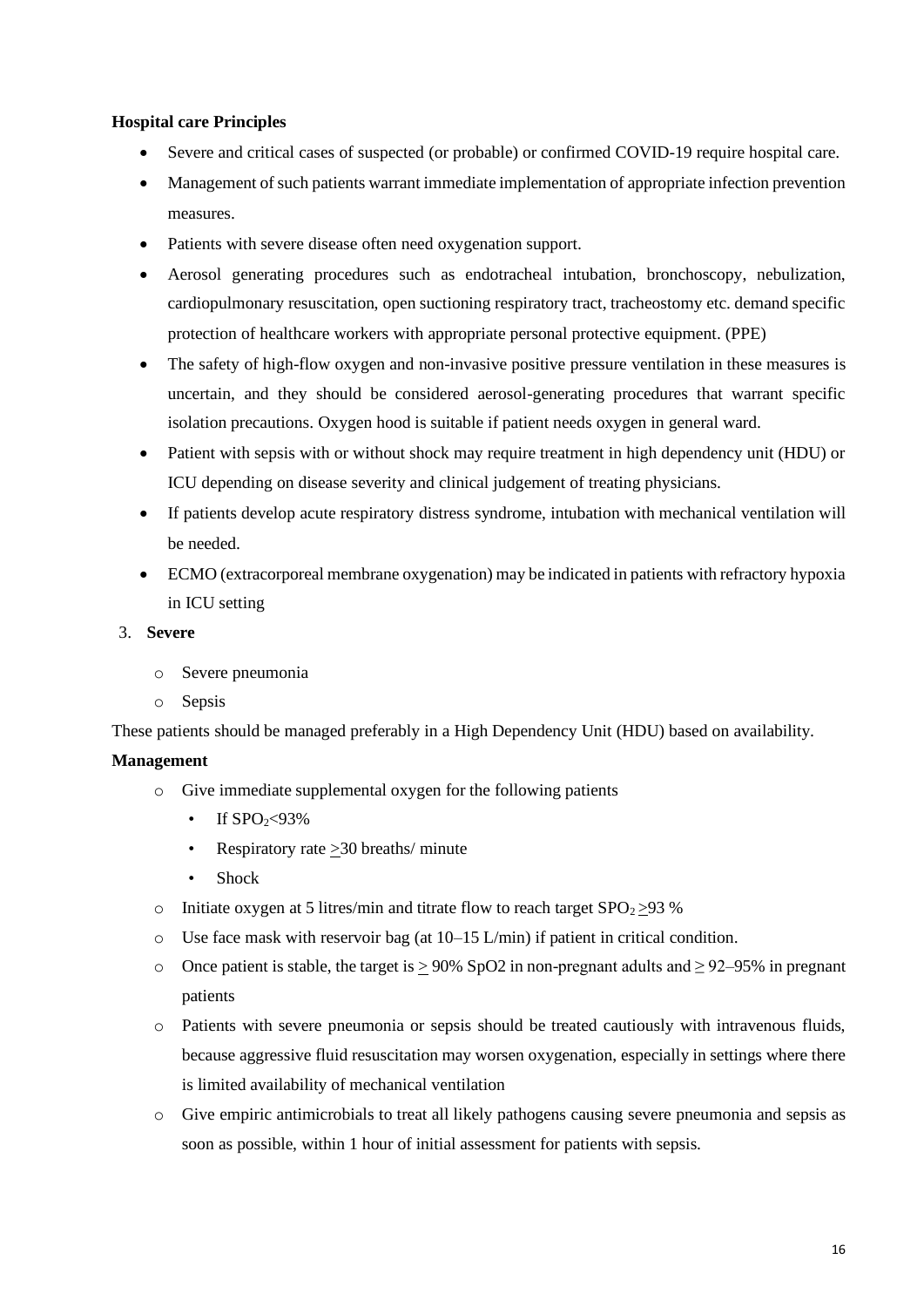**Hospital care Principles**

- Severe and critical cases of suspected (or probable) or confirmed COVID-19 require hospital care.
- Management of such patients warrant immediate implementation of appropriate infection prevention measures.
- Patients with severe disease often need oxygenation support.
- Aerosol generating procedures such as endotracheal intubation, bronchoscopy, nebulization, cardiopulmonary resuscitation, open suctioning respiratory tract, tracheostomy etc. demand specific protection of healthcare workers with appropriate personal protective equipment. (PPE)
- The safety of high-flow oxygen and non-invasive positive pressure ventilation in these measures is uncertain, and they should be considered aerosol-generating procedures that warrant specific isolation precautions. Oxygen hood is suitable if patient needs oxygen in general ward.
- Patient with sepsis with or without shock may require treatment in high dependency unit (HDU) or ICU depending on disease severity and clinical judgement of treating physicians.
- If patients develop acute respiratory distress syndrome, intubation with mechanical ventilation will be needed.
- ECMO (extracorporeal membrane oxygenation) may be indicated in patients with refractory hypoxia in ICU setting

3. **Severe**

    - Severe pneumonia
    - Sepsis

These patients should be managed preferably in a High Dependency Unit (HDU) based on availability.

**Management**

- Give immediate supplemental oxygen for the following patients
    - If $SPO_2$<93%
    - Respiratory rate $\geq$30 breaths/ minute
    - Shock
- Initiate oxygen at 5 litres/min and titrate flow to reach target $SPO_2 \geq$93 %
- Use face mask with reservoir bag (at 10–15 L/min) if patient in critical condition.
- Once patient is stable, the target is $\geq$ 90% SpO2 in non-pregnant adults and ≥ 92–95% in pregnant patients
- Patients with severe pneumonia or sepsis should be treated cautiously with intravenous fluids, because aggressive fluid resuscitation may worsen oxygenation, especially in settings where there is limited availability of mechanical ventilation
- Give empiric antimicrobials to treat all likely pathogens causing severe pneumonia and sepsis as soon as possible, within 1 hour of initial assessment for patients with sepsis.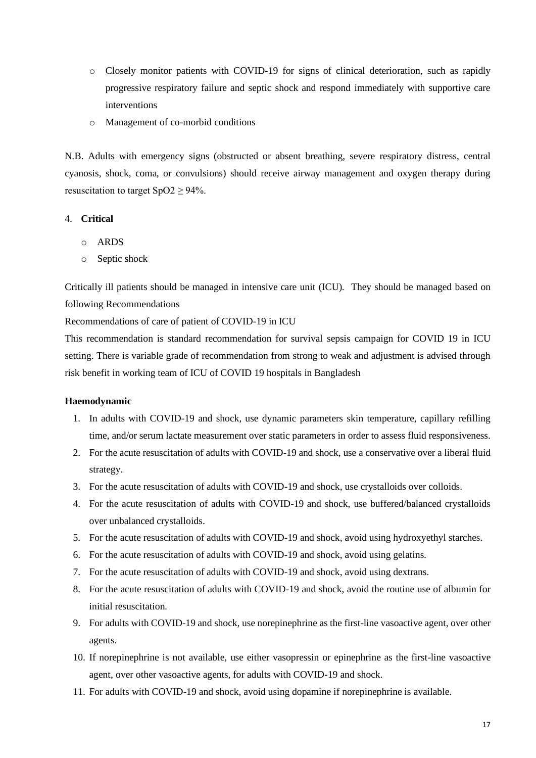- Closely monitor patients with COVID-19 for signs of clinical deterioration, such as rapidly progressive respiratory failure and septic shock and respond immediately with supportive care interventions
- Management of co-morbid conditions

N.B. Adults with emergency signs (obstructed or absent breathing, severe respiratory distress, central cyanosis, shock, coma, or convulsions) should receive airway management and oxygen therapy during resuscitation to target $SpO_2 \geq 94\%$.

4. **Critical**

- ARDS
- Septic shock

Critically ill patients should be managed in intensive care unit (ICU). They should be managed based on following Recommendations

Recommendations of care of patient of COVID-19 in ICU

This recommendation is standard recommendation for survival sepsis campaign for COVID 19 in ICU setting. There is variable grade of recommendation from strong to weak and adjustment is advised through risk benefit in working team of ICU of COVID 19 hospitals in Bangladesh

**Haemodynamic**

1. In adults with COVID-19 and shock, use dynamic parameters skin temperature, capillary refilling time, and/or serum lactate measurement over static parameters in order to assess fluid responsiveness.
2. For the acute resuscitation of adults with COVID-19 and shock, use a conservative over a liberal fluid strategy.
3. For the acute resuscitation of adults with COVID-19 and shock, use crystalloids over colloids.
4. For the acute resuscitation of adults with COVID-19 and shock, use buffered/balanced crystalloids over unbalanced crystalloids.
5. For the acute resuscitation of adults with COVID-19 and shock, avoid using hydroxyethyl starches.
6. For the acute resuscitation of adults with COVID-19 and shock, avoid using gelatins.
7. For the acute resuscitation of adults with COVID-19 and shock, avoid using dextrans.
8. For the acute resuscitation of adults with COVID-19 and shock, avoid the routine use of albumin for initial resuscitation.
9. For adults with COVID-19 and shock, use norepinephrine as the first-line vasoactive agent, over other agents.
10. If norepinephrine is not available, use either vasopressin or epinephrine as the first-line vasoactive agent, over other vasoactive agents, for adults with COVID-19 and shock.
11. For adults with COVID-19 and shock, avoid using dopamine if norepinephrine is available.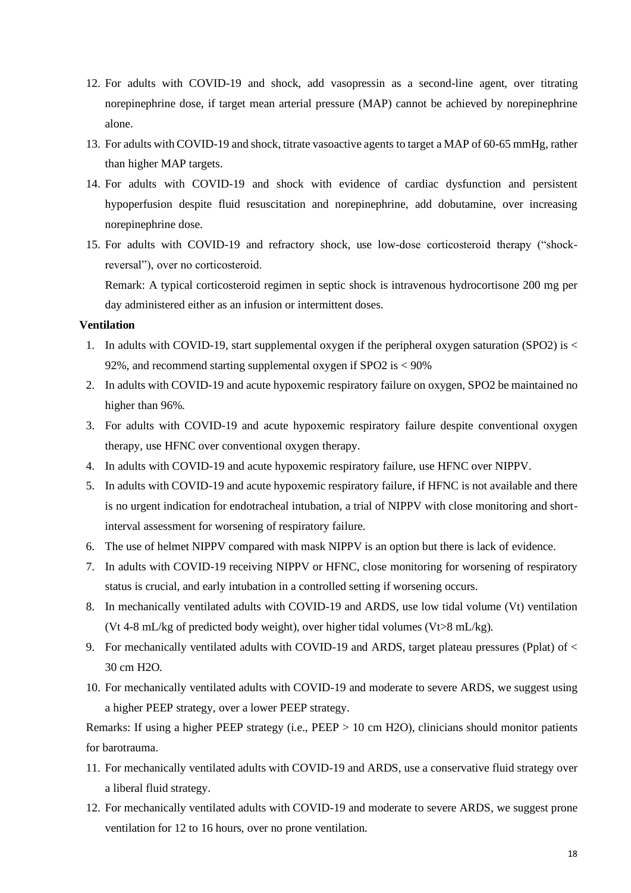12. For adults with COVID-19 and shock, add vasopressin as a second-line agent, over titrating norepinephrine dose, if target mean arterial pressure (MAP) cannot be achieved by norepinephrine alone.
13. For adults with COVID-19 and shock, titrate vasoactive agents to target a MAP of 60-65 mmHg, rather than higher MAP targets.
14. For adults with COVID-19 and shock with evidence of cardiac dysfunction and persistent hypoperfusion despite fluid resuscitation and norepinephrine, add dobutamine, over increasing norepinephrine dose.
15. For adults with COVID-19 and refractory shock, use low-dose corticosteroid therapy ("shock-reversal"), over no corticosteroid.

    Remark: A typical corticosteroid regimen in septic shock is intravenous hydrocortisone 200 mg per day administered either as an infusion or intermittent doses.

**Ventilation**

1. In adults with COVID-19, start supplemental oxygen if the peripheral oxygen saturation (SPO2) is < 92%, and recommend starting supplemental oxygen if SPO2 is < 90%
2. In adults with COVID-19 and acute hypoxemic respiratory failure on oxygen, SPO2 be maintained no higher than 96%.
3. For adults with COVID-19 and acute hypoxemic respiratory failure despite conventional oxygen therapy, use HFNC over conventional oxygen therapy.
4. In adults with COVID-19 and acute hypoxemic respiratory failure, use HFNC over NIPPV.
5. In adults with COVID-19 and acute hypoxemic respiratory failure, if HFNC is not available and there is no urgent indication for endotracheal intubation, a trial of NIPPV with close monitoring and short-interval assessment for worsening of respiratory failure.
6. The use of helmet NIPPV compared with mask NIPPV is an option but there is lack of evidence.
7. In adults with COVID-19 receiving NIPPV or HFNC, close monitoring for worsening of respiratory status is crucial, and early intubation in a controlled setting if worsening occurs.
8. In mechanically ventilated adults with COVID-19 and ARDS, use low tidal volume (Vt) ventilation (Vt 4-8 mL/kg of predicted body weight), over higher tidal volumes (Vt>8 mL/kg).
9. For mechanically ventilated adults with COVID-19 and ARDS, target plateau pressures (Pplat) of < 30 cm H2O.
10. For mechanically ventilated adults with COVID-19 and moderate to severe ARDS, we suggest using a higher PEEP strategy, over a lower PEEP strategy.

Remarks: If using a higher PEEP strategy (i.e., PEEP > 10 cm H2O), clinicians should monitor patients for barotrauma.

11. For mechanically ventilated adults with COVID-19 and ARDS, use a conservative fluid strategy over a liberal fluid strategy.
12. For mechanically ventilated adults with COVID-19 and moderate to severe ARDS, we suggest prone ventilation for 12 to 16 hours, over no prone ventilation.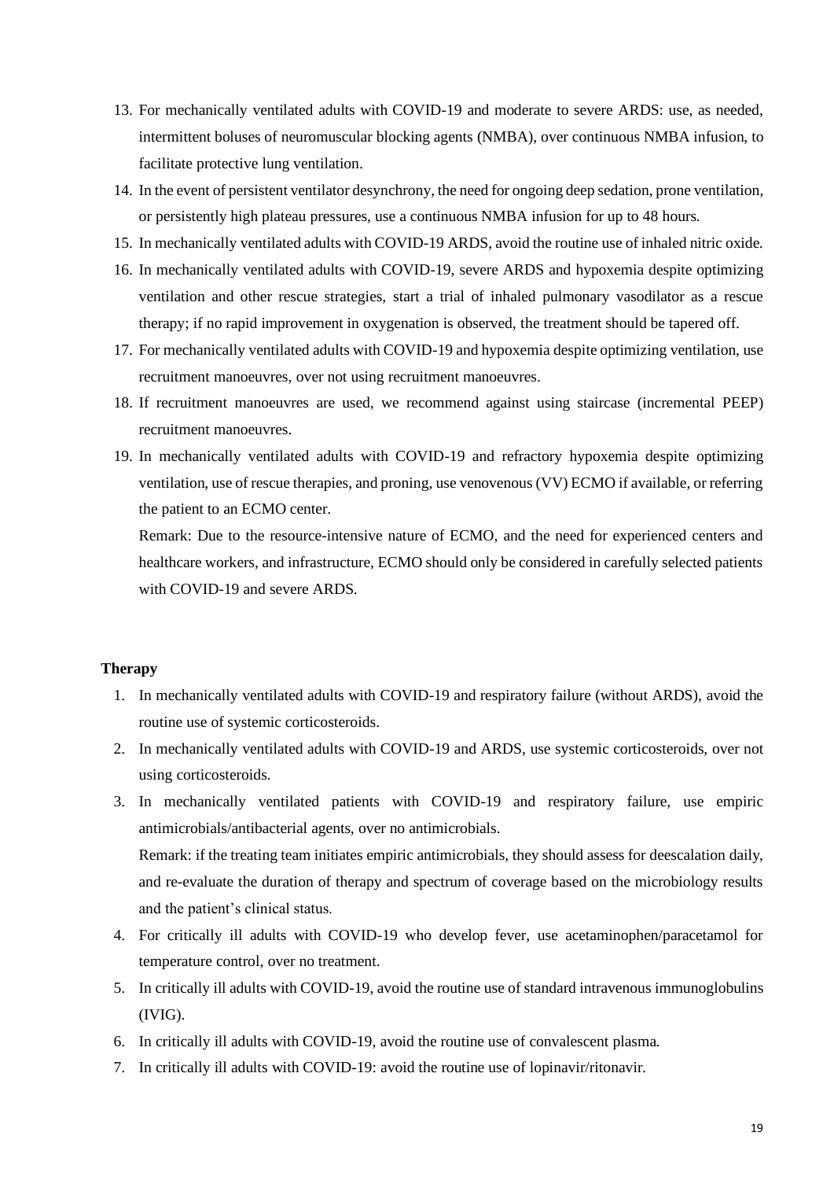13. For mechanically ventilated adults with COVID-19 and moderate to severe ARDS: use, as needed, intermittent boluses of neuromuscular blocking agents (NMBA), over continuous NMBA infusion, to facilitate protective lung ventilation.
14. In the event of persistent ventilator desynchrony, the need for ongoing deep sedation, prone ventilation, or persistently high plateau pressures, use a continuous NMBA infusion for up to 48 hours.
15. In mechanically ventilated adults with COVID-19 ARDS, avoid the routine use of inhaled nitric oxide.
16. In mechanically ventilated adults with COVID-19, severe ARDS and hypoxemia despite optimizing ventilation and other rescue strategies, start a trial of inhaled pulmonary vasodilator as a rescue therapy; if no rapid improvement in oxygenation is observed, the treatment should be tapered off.
17. For mechanically ventilated adults with COVID-19 and hypoxemia despite optimizing ventilation, use recruitment manoeuvres, over not using recruitment manoeuvres.
18. If recruitment manoeuvres are used, we recommend against using staircase (incremental PEEP) recruitment manoeuvres.
19. In mechanically ventilated adults with COVID-19 and refractory hypoxemia despite optimizing ventilation, use of rescue therapies, and proning, use venovenous (VV) ECMO if available, or referring the patient to an ECMO center.

    Remark: Due to the resource-intensive nature of ECMO, and the need for experienced centers and healthcare workers, and infrastructure, ECMO should only be considered in carefully selected patients with COVID-19 and severe ARDS.

**Therapy**

1. In mechanically ventilated adults with COVID-19 and respiratory failure (without ARDS), avoid the routine use of systemic corticosteroids.
2. In mechanically ventilated adults with COVID-19 and ARDS, use systemic corticosteroids, over not using corticosteroids.
3. In mechanically ventilated patients with COVID-19 and respiratory failure, use empiric antimicrobials/antibacterial agents, over no antimicrobials.

   Remark: if the treating team initiates empiric antimicrobials, they should assess for deescalation daily, and re-evaluate the duration of therapy and spectrum of coverage based on the microbiology results and the patient's clinical status.
4. For critically ill adults with COVID-19 who develop fever, use acetaminophen/paracetamol for temperature control, over no treatment.
5. In critically ill adults with COVID-19, avoid the routine use of standard intravenous immunoglobulins (IVIG).
6. In critically ill adults with COVID-19, avoid the routine use of convalescent plasma.
7. In critically ill adults with COVID-19: avoid the routine use of lopinavir/ritonavir.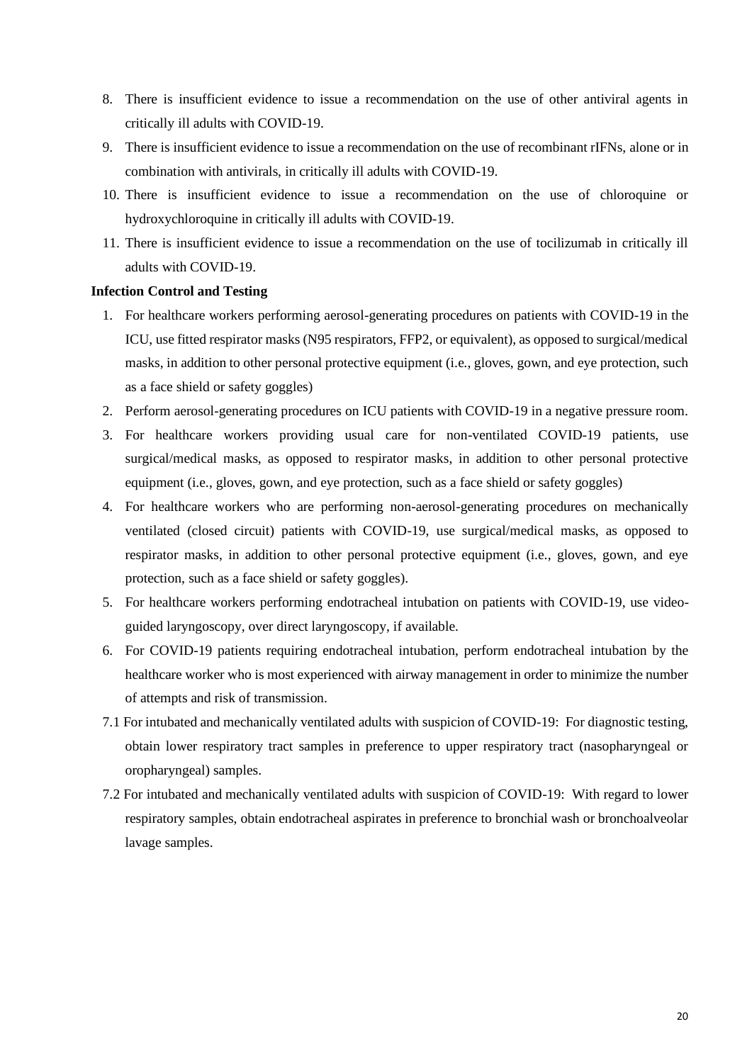8. There is insufficient evidence to issue a recommendation on the use of other antiviral agents in critically ill adults with COVID-19.
9. There is insufficient evidence to issue a recommendation on the use of recombinant rIFNs, alone or in combination with antivirals, in critically ill adults with COVID-19.
10. There is insufficient evidence to issue a recommendation on the use of chloroquine or hydroxychloroquine in critically ill adults with COVID-19.
11. There is insufficient evidence to issue a recommendation on the use of tocilizumab in critically ill adults with COVID-19.

**Infection Control and Testing**

1. For healthcare workers performing aerosol-generating procedures on patients with COVID-19 in the ICU, use fitted respirator masks (N95 respirators, FFP2, or equivalent), as opposed to surgical/medical masks, in addition to other personal protective equipment (i.e., gloves, gown, and eye protection, such as a face shield or safety goggles)
2. Perform aerosol-generating procedures on ICU patients with COVID-19 in a negative pressure room.
3. For healthcare workers providing usual care for non-ventilated COVID-19 patients, use surgical/medical masks, as opposed to respirator masks, in addition to other personal protective equipment (i.e., gloves, gown, and eye protection, such as a face shield or safety goggles)
4. For healthcare workers who are performing non-aerosol-generating procedures on mechanically ventilated (closed circuit) patients with COVID-19, use surgical/medical masks, as opposed to respirator masks, in addition to other personal protective equipment (i.e., gloves, gown, and eye protection, such as a face shield or safety goggles).
5. For healthcare workers performing endotracheal intubation on patients with COVID-19, use video-guided laryngoscopy, over direct laryngoscopy, if available.
6. For COVID-19 patients requiring endotracheal intubation, perform endotracheal intubation by the healthcare worker who is most experienced with airway management in order to minimize the number of attempts and risk of transmission.

7.1 For intubated and mechanically ventilated adults with suspicion of COVID-19: For diagnostic testing, obtain lower respiratory tract samples in preference to upper respiratory tract (nasopharyngeal or oropharyngeal) samples.

7.2 For intubated and mechanically ventilated adults with suspicion of COVID-19: With regard to lower respiratory samples, obtain endotracheal aspirates in preference to bronchial wash or bronchoalveolar lavage samples.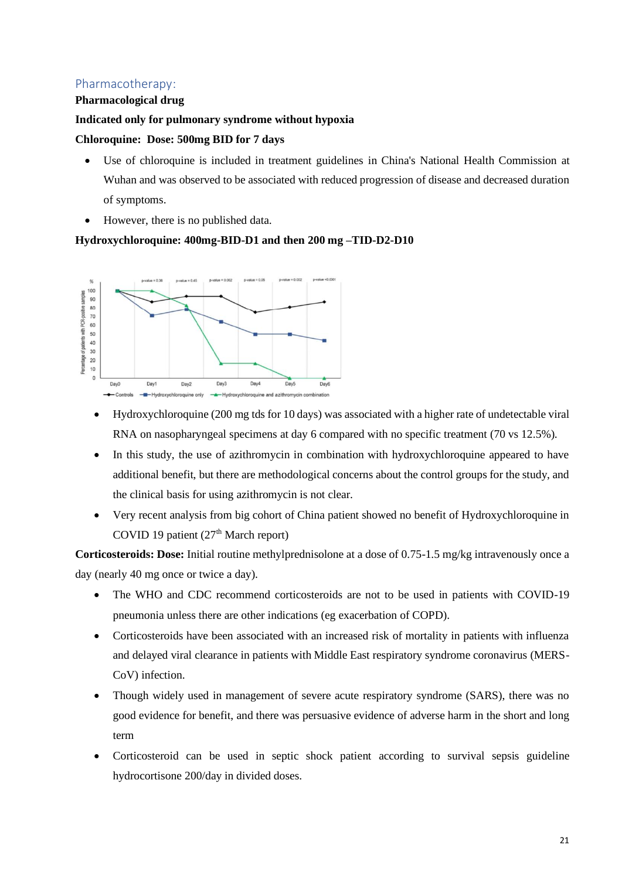## Pharmacotherapy:

**Pharmacological drug**

**Indicated only for pulmonary syndrome without hypoxia**

**Chloroquine: Dose: 500mg BID for 7 days**

- Use of chloroquine is included in treatment guidelines in China's National Health Commission at Wuhan and was observed to be associated with reduced progression of disease and decreased duration of symptoms.
- However, there is no published data.

**Hydroxychloroquine: 400mg-BID-D1 and then 200 mg –TID-D2-D10**

- Hydroxychloroquine (200 mg tds for 10 days) was associated with a higher rate of undetectable viral RNA on nasopharyngeal specimens at day 6 compared with no specific treatment (70 vs 12.5%).
- In this study, the use of azithromycin in combination with hydroxychloroquine appeared to have additional benefit, but there are methodological concerns about the control groups for the study, and the clinical basis for using azithromycin is not clear.
- Very recent analysis from big cohort of China patient showed no benefit of Hydroxychloroquine in COVID 19 patient (27th March report)

**Corticosteroids: Dose:** Initial routine methylprednisolone at a dose of 0.75-1.5 mg/kg intravenously once a day (nearly 40 mg once or twice a day).

- The WHO and CDC recommend corticosteroids are not to be used in patients with COVID-19 pneumonia unless there are other indications (eg exacerbation of COPD).
- Corticosteroids have been associated with an increased risk of mortality in patients with influenza and delayed viral clearance in patients with Middle East respiratory syndrome coronavirus (MERS-CoV) infection.
- Though widely used in management of severe acute respiratory syndrome (SARS), there was no good evidence for benefit, and there was persuasive evidence of adverse harm in the short and long term
- Corticosteroid can be used in septic shock patient according to survival sepsis guideline hydrocortisone 200/day in divided doses.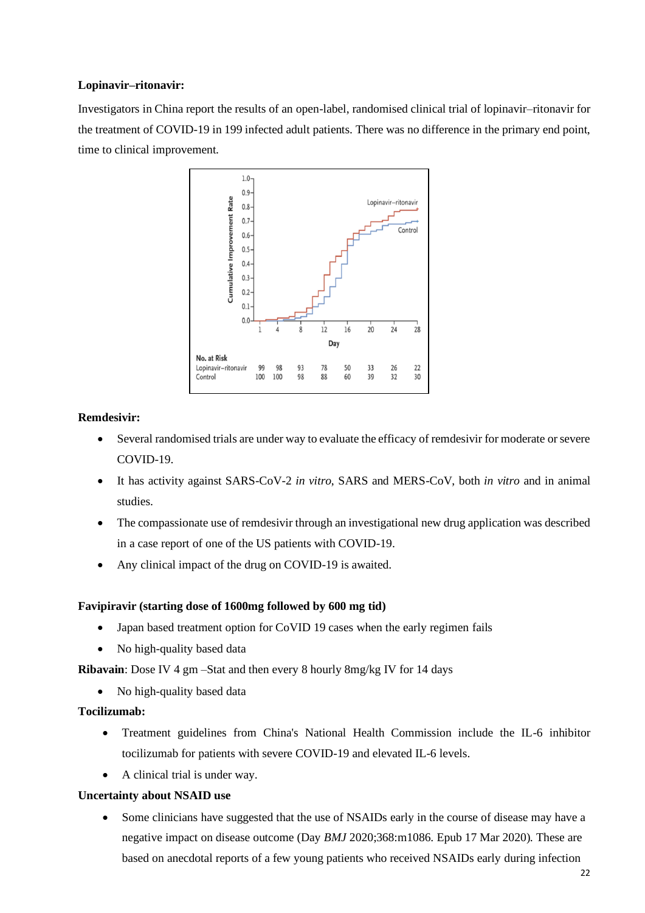**Lopinavir–ritonavir:**

Investigators in China report the results of an open-label, randomised clinical trial of lopinavir–ritonavir for the treatment of COVID-19 in 199 infected adult patients. There was no difference in the primary end point, time to clinical improvement.

**Remdesivir:**

- Several randomised trials are under way to evaluate the efficacy of remdesivir for moderate or severe COVID-19.
- It has activity against SARS-CoV-2 *in vitro*, SARS and MERS-CoV, both *in vitro* and in animal studies.
- The compassionate use of remdesivir through an investigational new drug application was described in a case report of one of the US patients with COVID-19.
- Any clinical impact of the drug on COVID-19 is awaited.

**Favipiravir (starting dose of 1600mg followed by 600 mg tid)**

- Japan based treatment option for CoVID 19 cases when the early regimen fails
- No high-quality based data

**Ribavain**: Dose IV 4 gm –Stat and then every 8 hourly 8mg/kg IV for 14 days

- No high-quality based data

**Tocilizumab:**

- Treatment guidelines from China's National Health Commission include the IL-6 inhibitor tocilizumab for patients with severe COVID-19 and elevated IL-6 levels.
- A clinical trial is under way.

**Uncertainty about NSAID use**

- Some clinicians have suggested that the use of NSAIDs early in the course of disease may have a negative impact on disease outcome (Day *BMJ* 2020;368:m1086. Epub 17 Mar 2020). These are based on anecdotal reports of a few young patients who received NSAIDs early during infection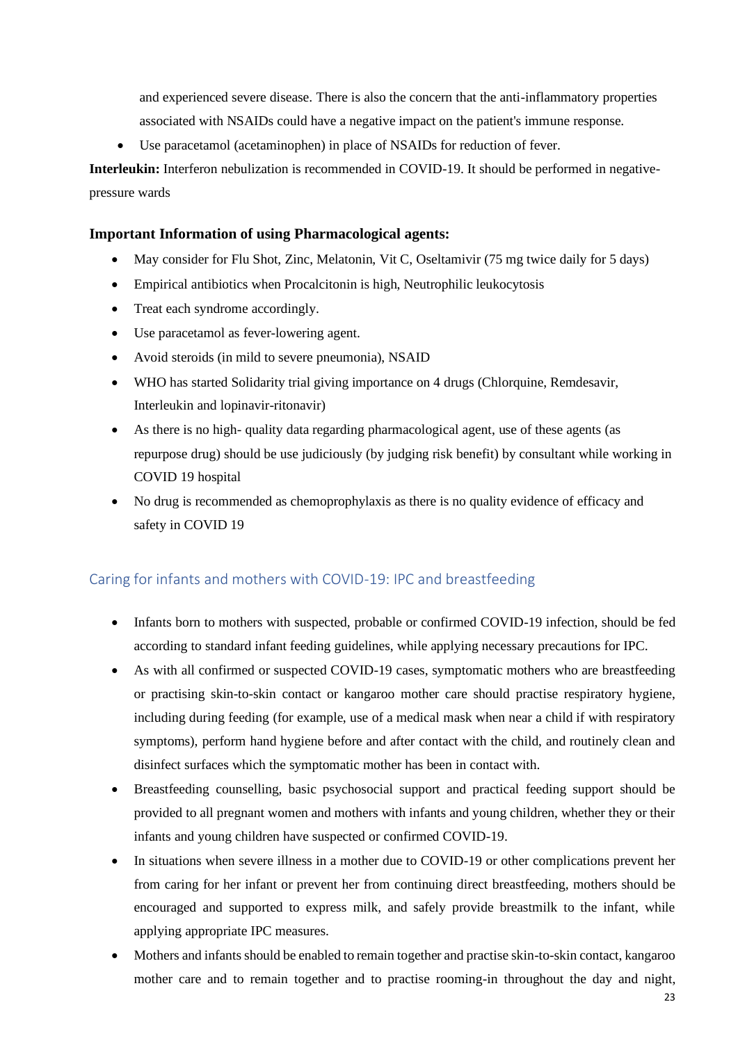and experienced severe disease. There is also the concern that the anti-inflammatory properties associated with NSAIDs could have a negative impact on the patient's immune response.

- Use paracetamol (acetaminophen) in place of NSAIDs for reduction of fever.

**Interleukin:** Interferon nebulization is recommended in COVID-19. It should be performed in negative-pressure wards

### Important Information of using Pharmacological agents:

- May consider for Flu Shot, Zinc, Melatonin, Vit C, Oseltamivir (75 mg twice daily for 5 days)
- Empirical antibiotics when Procalcitonin is high, Neutrophilic leukocytosis
- Treat each syndrome accordingly.
- Use paracetamol as fever-lowering agent.
- Avoid steroids (in mild to severe pneumonia), NSAID
- WHO has started Solidarity trial giving importance on 4 drugs (Chlorquine, Remdesavir, Interleukin and lopinavir-ritonavir)
- As there is no high- quality data regarding pharmacological agent, use of these agents (as repurpose drug) should be use judiciously (by judging risk benefit) by consultant while working in COVID 19 hospital
- No drug is recommended as chemoprophylaxis as there is no quality evidence of efficacy and safety in COVID 19

## Caring for infants and mothers with COVID-19: IPC and breastfeeding

- Infants born to mothers with suspected, probable or confirmed COVID-19 infection, should be fed according to standard infant feeding guidelines, while applying necessary precautions for IPC.
- As with all confirmed or suspected COVID-19 cases, symptomatic mothers who are breastfeeding or practising skin-to-skin contact or kangaroo mother care should practise respiratory hygiene, including during feeding (for example, use of a medical mask when near a child if with respiratory symptoms), perform hand hygiene before and after contact with the child, and routinely clean and disinfect surfaces which the symptomatic mother has been in contact with.
- Breastfeeding counselling, basic psychosocial support and practical feeding support should be provided to all pregnant women and mothers with infants and young children, whether they or their infants and young children have suspected or confirmed COVID-19.
- In situations when severe illness in a mother due to COVID-19 or other complications prevent her from caring for her infant or prevent her from continuing direct breastfeeding, mothers should be encouraged and supported to express milk, and safely provide breastmilk to the infant, while applying appropriate IPC measures.
- Mothers and infants should be enabled to remain together and practise skin-to-skin contact, kangaroo mother care and to remain together and to practise rooming-in throughout the day and night,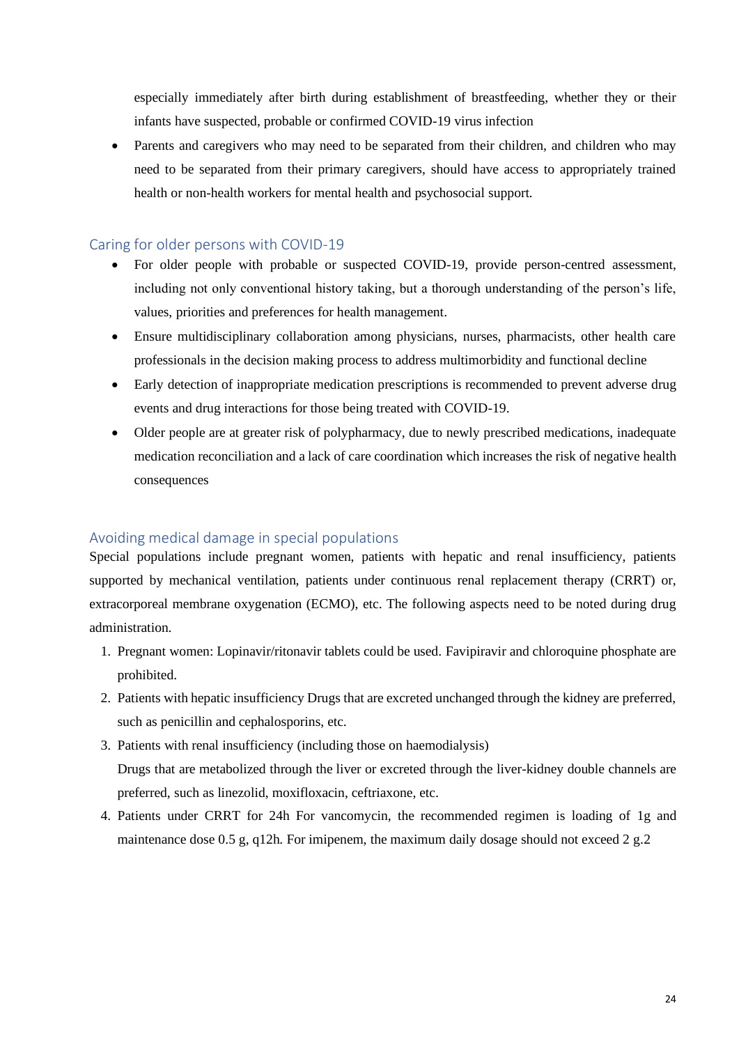especially immediately after birth during establishment of breastfeeding, whether they or their infants have suspected, probable or confirmed COVID-19 virus infection

- Parents and caregivers who may need to be separated from their children, and children who may need to be separated from their primary caregivers, should have access to appropriately trained health or non-health workers for mental health and psychosocial support.

## Caring for older persons with COVID-19

- For older people with probable or suspected COVID-19, provide person-centred assessment, including not only conventional history taking, but a thorough understanding of the person's life, values, priorities and preferences for health management.
- Ensure multidisciplinary collaboration among physicians, nurses, pharmacists, other health care professionals in the decision making process to address multimorbidity and functional decline
- Early detection of inappropriate medication prescriptions is recommended to prevent adverse drug events and drug interactions for those being treated with COVID-19.
- Older people are at greater risk of polypharmacy, due to newly prescribed medications, inadequate medication reconciliation and a lack of care coordination which increases the risk of negative health consequences

## Avoiding medical damage in special populations

Special populations include pregnant women, patients with hepatic and renal insufficiency, patients supported by mechanical ventilation, patients under continuous renal replacement therapy (CRRT) or, extracorporeal membrane oxygenation (ECMO), etc. The following aspects need to be noted during drug administration.

1. Pregnant women: Lopinavir/ritonavir tablets could be used. Favipiravir and chloroquine phosphate are prohibited.
2. Patients with hepatic insufficiency Drugs that are excreted unchanged through the kidney are preferred, such as penicillin and cephalosporins, etc.
3. Patients with renal insufficiency (including those on haemodialysis)
   Drugs that are metabolized through the liver or excreted through the liver-kidney double channels are preferred, such as linezolid, moxifloxacin, ceftriaxone, etc.
4. Patients under CRRT for 24h For vancomycin, the recommended regimen is loading of 1g and maintenance dose 0.5 g, q12h. For imipenem, the maximum daily dosage should not exceed 2 g.[2]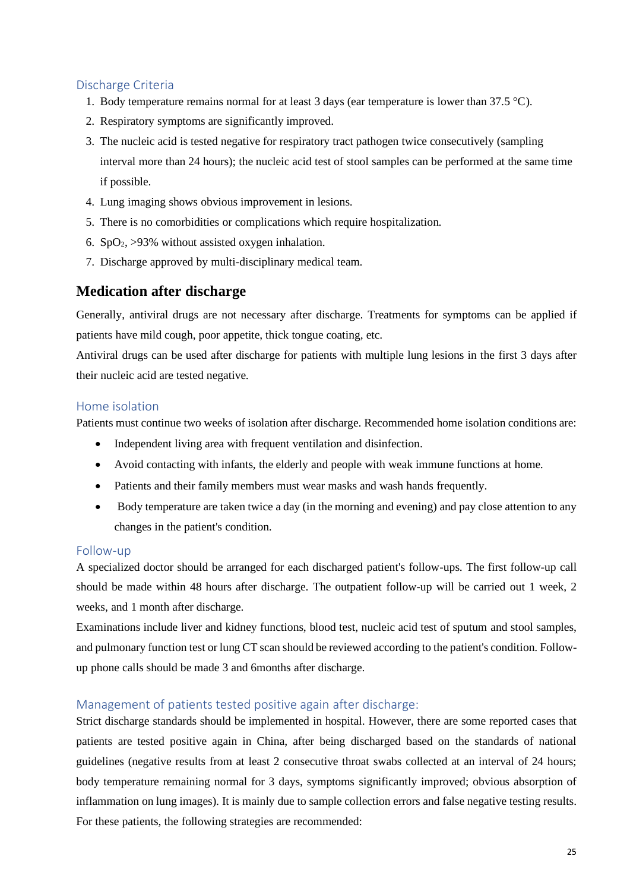### Discharge Criteria

1. Body temperature remains normal for at least 3 days (ear temperature is lower than 37.5 °C).
2. Respiratory symptoms are significantly improved.
3. The nucleic acid is tested negative for respiratory tract pathogen twice consecutively (sampling interval more than 24 hours); the nucleic acid test of stool samples can be performed at the same time if possible.
4. Lung imaging shows obvious improvement in lesions.
5. There is no comorbidities or complications which require hospitalization.
6. $SpO_2$, >93% without assisted oxygen inhalation.
7. Discharge approved by multi-disciplinary medical team.

## Medication after discharge

Generally, antiviral drugs are not necessary after discharge. Treatments for symptoms can be applied if patients have mild cough, poor appetite, thick tongue coating, etc.

Antiviral drugs can be used after discharge for patients with multiple lung lesions in the first 3 days after their nucleic acid are tested negative.

### Home isolation

Patients must continue two weeks of isolation after discharge. Recommended home isolation conditions are:

- Independent living area with frequent ventilation and disinfection.
- Avoid contacting with infants, the elderly and people with weak immune functions at home.
- Patients and their family members must wear masks and wash hands frequently.
- Body temperature are taken twice a day (in the morning and evening) and pay close attention to any changes in the patient's condition.

### Follow-up

A specialized doctor should be arranged for each discharged patient's follow-ups. The first follow-up call should be made within 48 hours after discharge. The outpatient follow-up will be carried out 1 week, 2 weeks, and 1 month after discharge.

Examinations include liver and kidney functions, blood test, nucleic acid test of sputum and stool samples, and pulmonary function test or lung CT scan should be reviewed according to the patient's condition. Follow-up phone calls should be made 3 and 6months after discharge.

### Management of patients tested positive again after discharge:

Strict discharge standards should be implemented in hospital. However, there are some reported cases that patients are tested positive again in China, after being discharged based on the standards of national guidelines (negative results from at least 2 consecutive throat swabs collected at an interval of 24 hours; body temperature remaining normal for 3 days, symptoms significantly improved; obvious absorption of inflammation on lung images). It is mainly due to sample collection errors and false negative testing results. For these patients, the following strategies are recommended: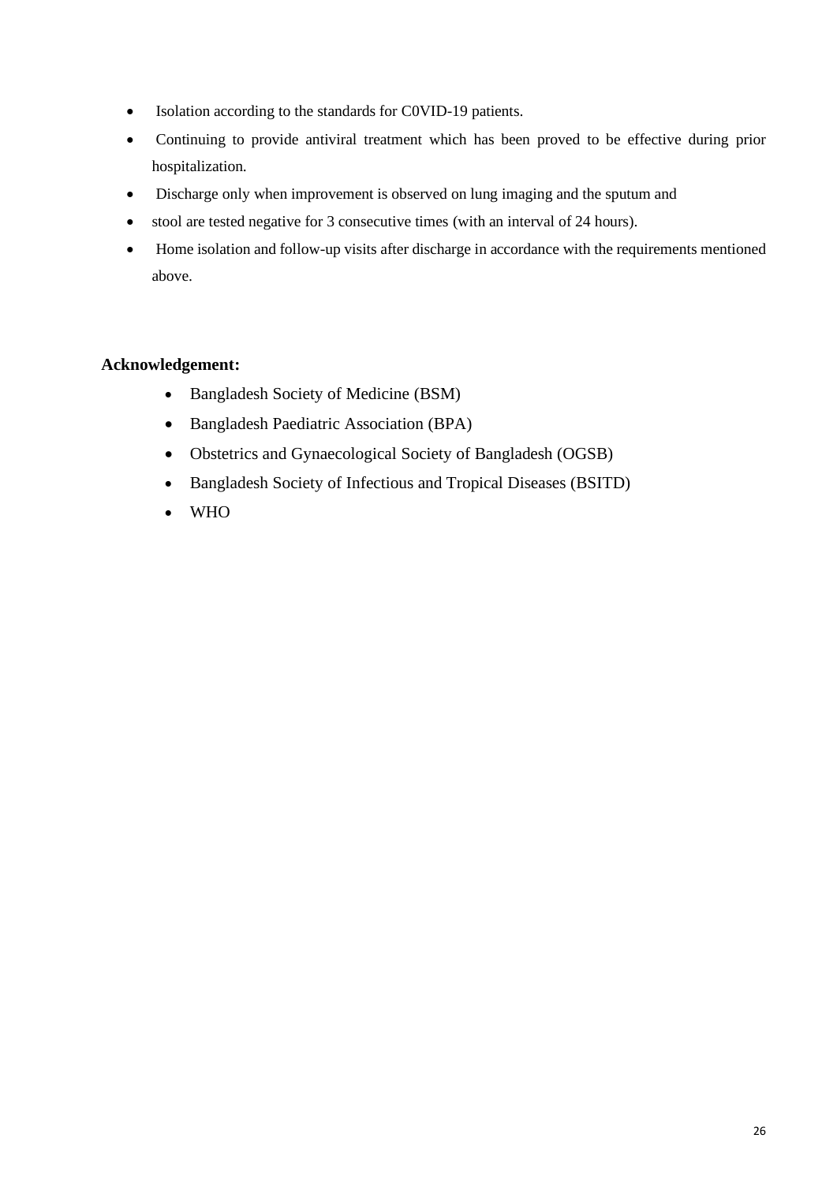- Isolation according to the standards for C0VID-19 patients.
- Continuing to provide antiviral treatment which has been proved to be effective during prior hospitalization.
- Discharge only when improvement is observed on lung imaging and the sputum and
- stool are tested negative for 3 consecutive times (with an interval of 24 hours).
- Home isolation and follow-up visits after discharge in accordance with the requirements mentioned above.

**Acknowledgement:**

- Bangladesh Society of Medicine (BSM)
- Bangladesh Paediatric Association (BPA)
- Obstetrics and Gynaecological Society of Bangladesh (OGSB)
- Bangladesh Society of Infectious and Tropical Diseases (BSITD)
- WHO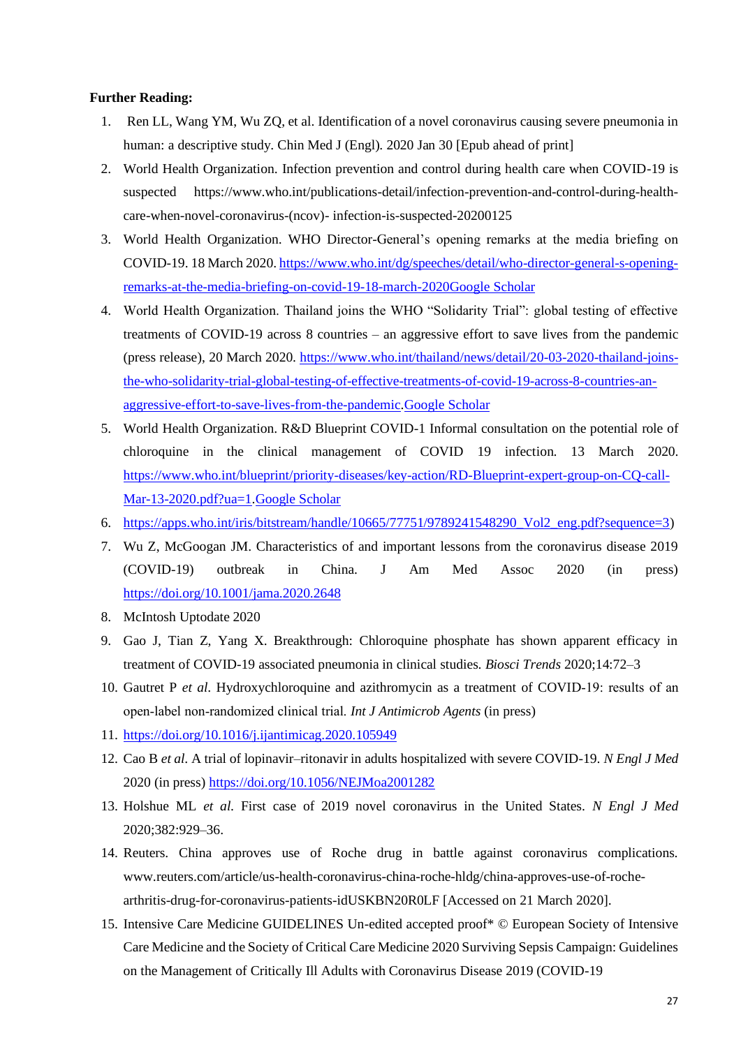**Further Reading:**

1. Ren LL, Wang YM, Wu ZQ, et al. Identification of a novel coronavirus causing severe pneumonia in human: a descriptive study. Chin Med J (Engl). 2020 Jan 30 [Epub ahead of print]
2. World Health Organization. Infection prevention and control during health care when COVID-19 is suspected https://www.who.int/publications-detail/infection-prevention-and-control-during-health-care-when-novel-coronavirus-(ncov)- infection-is-suspected-20200125
3. World Health Organization. WHO Director-General's opening remarks at the media briefing on COVID-19. 18 March 2020. https://www.who.int/dg/speeches/detail/who-director-general-s-opening-remarks-at-the-media-briefing-on-covid-19-18-march-2020Google Scholar
4. World Health Organization. Thailand joins the WHO "Solidarity Trial": global testing of effective treatments of COVID-19 across 8 countries – an aggressive effort to save lives from the pandemic (press release), 20 March 2020. https://www.who.int/thailand/news/detail/20-03-2020-thailand-joins-the-who-solidarity-trial-global-testing-of-effective-treatments-of-covid-19-across-8-countries-an-aggressive-effort-to-save-lives-from-the-pandemic.Google Scholar
5. World Health Organization. R&D Blueprint COVID-1 Informal consultation on the potential role of chloroquine in the clinical management of COVID 19 infection. 13 March 2020. https://www.who.int/blueprint/priority-diseases/key-action/RD-Blueprint-expert-group-on-CQ-call-Mar-13-2020.pdf?ua=1.Google Scholar
6. https://apps.who.int/iris/bitstream/handle/10665/77751/9789241548290_Vol2_eng.pdf?sequence=3)
7. Wu Z, McGoogan JM. Characteristics of and important lessons from the coronavirus disease 2019 (COVID-19) outbreak in China. J Am Med Assoc 2020 (in press) https://doi.org/10.1001/jama.2020.2648
8. McIntosh Uptodate 2020
9. Gao J, Tian Z, Yang X. Breakthrough: Chloroquine phosphate has shown apparent efficacy in treatment of COVID-19 associated pneumonia in clinical studies. *Biosci Trends* 2020;14:72–3
10. Gautret P *et al*. Hydroxychloroquine and azithromycin as a treatment of COVID-19: results of an open-label non-randomized clinical trial. *Int J Antimicrob Agents* (in press)
11. https://doi.org/10.1016/j.ijantimicag.2020.105949
12. Cao B *et al*. A trial of lopinavir–ritonavir in adults hospitalized with severe COVID-19. *N Engl J Med* 2020 (in press) https://doi.org/10.1056/NEJMoa2001282
13. Holshue ML *et al*. First case of 2019 novel coronavirus in the United States. *N Engl J Med* 2020;382:929–36.
14. Reuters. China approves use of Roche drug in battle against coronavirus complications. www.reuters.com/article/us-health-coronavirus-china-roche-hldg/china-approves-use-of-roche-arthritis-drug-for-coronavirus-patients-idUSKBN20R0LF [Accessed on 21 March 2020].
15. Intensive Care Medicine GUIDELINES Un-edited accepted proof* © European Society of Intensive Care Medicine and the Society of Critical Care Medicine 2020 Surviving Sepsis Campaign: Guidelines on the Management of Critically Ill Adults with Coronavirus Disease 2019 (COVID-19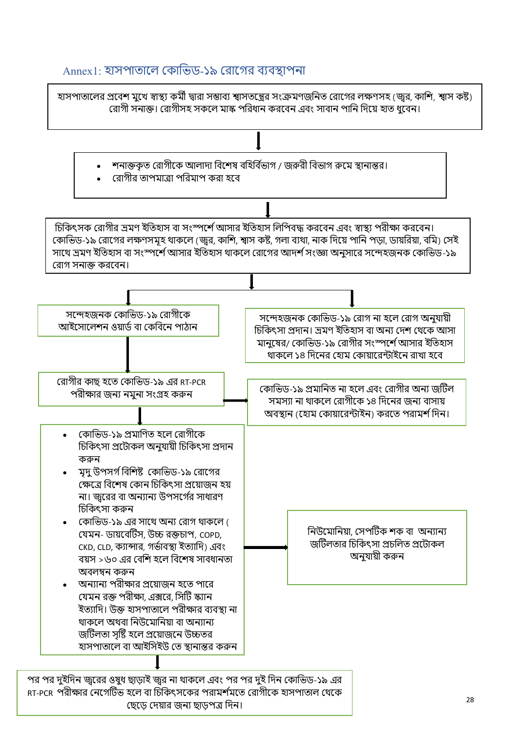## Annex1: হাসপাতালে কোভিড-১৯ রোগের ব্যবস্থাপনা

হাসপাতালের প্রবেশ মুখে স্বাস্থ্য কর্মী দ্বারা সম্ভাব্য শ্বাসতন্ত্রের সংক্রমণজনিত রোগের লক্ষণসহ (জ্বর, কাশি, শ্বাস কষ্ট) রোগী সনাক্ত। রোগীসহ সকলে মাস্ক পরিধান করবেন এবং সাবান পানি দিয়ে হাত ধুবেন।

↓

- শনাক্তকৃত রোগীকে আলাদা বিশেষ বহির্বিভাগ / জরুরী বিভাগ রুমে স্থানান্তর।
- রোগীর তাপমাত্রা পরিমাপ করা হবে

↓

চিকিৎসক রোগীর ভ্রমণ ইতিহাস বা সংস্পর্শে আসার ইতিহাস লিপিবদ্ধ করবেন এবং স্বাস্থ্য পরীক্ষা করবেন। কোভিড-১৯ রোগের লক্ষণসমূহ থাকলে (জ্বর, কাশি, শ্বাস কষ্ট, গলা ব্যথা, নাক দিয়ে পানি পড়া, ডায়রিয়া, বমি) সেই সাথে ভ্রমণ ইতিহাস বা সংস্পর্শে আসার ইতিহাস থাকলে রোগের আদর্শ সংজ্ঞা অনুসারে সন্দেহজনক কোভিড-১৯ রোগ সনাক্ত করবেন।

↓

সন্দেহজনক কোভিড-১৯ রোগীকে আইসোলেশন ওয়ার্ড বা কেবিনে পাঠান

সন্দেহজনক কোভিড-১৯ রোগ না হলে রোগ অনুযায়ী চিকিৎসা প্রদান। ভ্রমণ ইতিহাস বা অন্য দেশ থেকে আসা মানুষের/ কোভিড-১৯ রোগীর সংস্পর্শে আসার ইতিহাস থাকলে ১৪ দিনের হোম কোয়ারেন্টাইনে রাখা হবে

↓

রোগীর কাছ হতে কোভিড-১৯ এর RT-PCR পরীক্ষার জন্য নমুনা সংগ্রহ করুন

→ কোভিড-১৯ প্রমানিত না হলে এবং রোগীর অন্য জটিল সমস্যা না থাকলে রোগীকে ১৪ দিনের জন্য বাসায় অবস্থান (হোম কোয়ারেন্টাইন) করতে পরামর্শ দিন।

↓

- কোভিড-১৯ প্রমাণিত হলে রোগীকে চিকিৎসা প্রটোকল অনুযায়ী চিকিৎসা প্রদান করুন
- মৃদু উপসর্গ বিশিষ্ট কোভিড-১৯ রোগের ক্ষেত্রে বিশেষ কোন চিকিৎসা প্রয়োজন হয় না। জ্বরের বা অন্যান্য উপসর্গের সাধারণ চিকিৎসা করুন
- কোভিড-১৯ এর সাথে অন্য রোগ থাকলে ( যেমন- ডায়বেটিস, উচ্চ রক্তচাপ, COPD, CKD, CLD, ক্যান্সার, গর্ভাবস্থা ইত্যাদি) এবং বয়স >৬০ এর বেশি হলে বিশেষ সাবধানতা অবলম্বন করুন
- অন্যান্য পরীক্ষার প্রয়োজন হতে পারে যেমন রক্ত পরীক্ষা, এক্সরে, সিটি স্ক্যান ইত্যাদি। উক্ত হাসপাতালে পরীক্ষার ব্যবস্থা না থাকলে অথবা নিউমোনিয়া বা অন্যান্য জটিলতা সৃষ্টি হলে প্রয়োজনে উচ্চতর হাসপাতালে বা আইসিইউ তে স্থানান্তর করুন

→ নিউমোনিয়া, সেপটিক শক বা অন্যান্য জটিলতার চিকিৎসা প্রচলিত প্রটোকল অনুযায়ী করুন

↓

পর পর দুইদিন জ্বরের ওষুধ ছাড়াই জ্বর না থাকলে এবং পর পর দুই দিন কোভিড-১৯ এর RT-PCR পরীক্ষার নেগেটিভ হলে বা চিকিৎসকের পরামর্শমতে রোগীকে হাসপাতাল থেকে ছেড়ে দেয়ার জন্য ছাড়পত্র দিন।